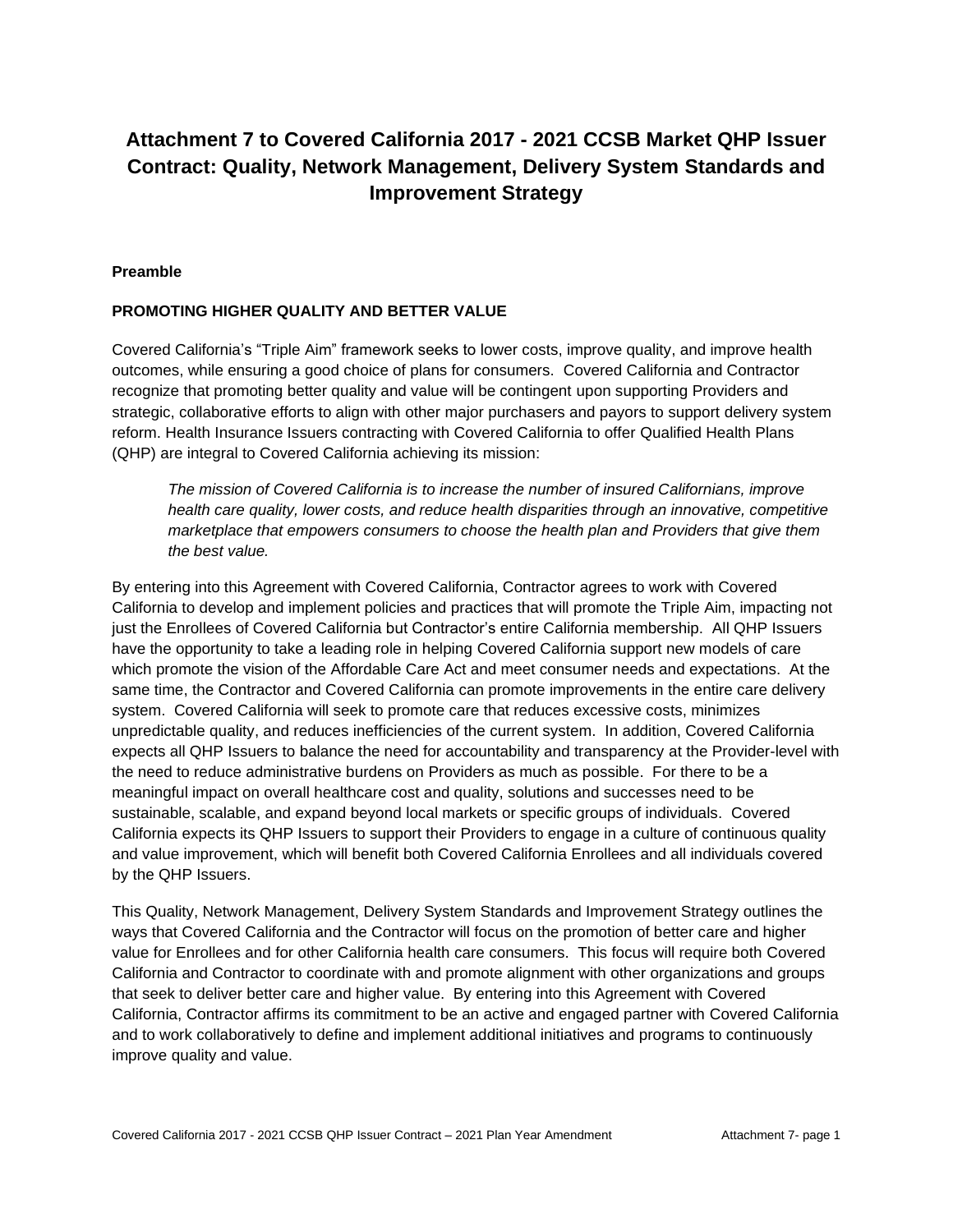# Attachment 7 to Covered California 2017 - 2021 CCSB Market QHP Issuer Contract: Quality, Network Management, Delivery System Standards and Improvement Strategy

**Preamble**

**PROMOTING HIGHER QUALITY AND BETTER VALUE**

Covered California's "Triple Aim" framework seeks to lower costs, improve quality, and improve health outcomes, while ensuring a good choice of plans for consumers. Covered California and Contractor recognize that promoting better quality and value will be contingent upon supporting Providers and strategic, collaborative efforts to align with other major purchasers and payors to support delivery system reform. Health Insurance Issuers contracting with Covered California to offer Qualified Health Plans (QHP) are integral to Covered California achieving its mission:

> *The mission of Covered California is to increase the number of insured Californians, improve health care quality, lower costs, and reduce health disparities through an innovative, competitive marketplace that empowers consumers to choose the health plan and Providers that give them the best value.*

By entering into this Agreement with Covered California, Contractor agrees to work with Covered California to develop and implement policies and practices that will promote the Triple Aim, impacting not just the Enrollees of Covered California but Contractor's entire California membership. All QHP Issuers have the opportunity to take a leading role in helping Covered California support new models of care which promote the vision of the Affordable Care Act and meet consumer needs and expectations. At the same time, the Contractor and Covered California can promote improvements in the entire care delivery system. Covered California will seek to promote care that reduces excessive costs, minimizes unpredictable quality, and reduces inefficiencies of the current system. In addition, Covered California expects all QHP Issuers to balance the need for accountability and transparency at the Provider-level with the need to reduce administrative burdens on Providers as much as possible. For there to be a meaningful impact on overall healthcare cost and quality, solutions and successes need to be sustainable, scalable, and expand beyond local markets or specific groups of individuals. Covered California expects its QHP Issuers to support their Providers to engage in a culture of continuous quality and value improvement, which will benefit both Covered California Enrollees and all individuals covered by the QHP Issuers.

This Quality, Network Management, Delivery System Standards and Improvement Strategy outlines the ways that Covered California and the Contractor will focus on the promotion of better care and higher value for Enrollees and for other California health care consumers. This focus will require both Covered California and Contractor to coordinate with and promote alignment with other organizations and groups that seek to deliver better care and higher value. By entering into this Agreement with Covered California, Contractor affirms its commitment to be an active and engaged partner with Covered California and to work collaboratively to define and implement additional initiatives and programs to continuously improve quality and value.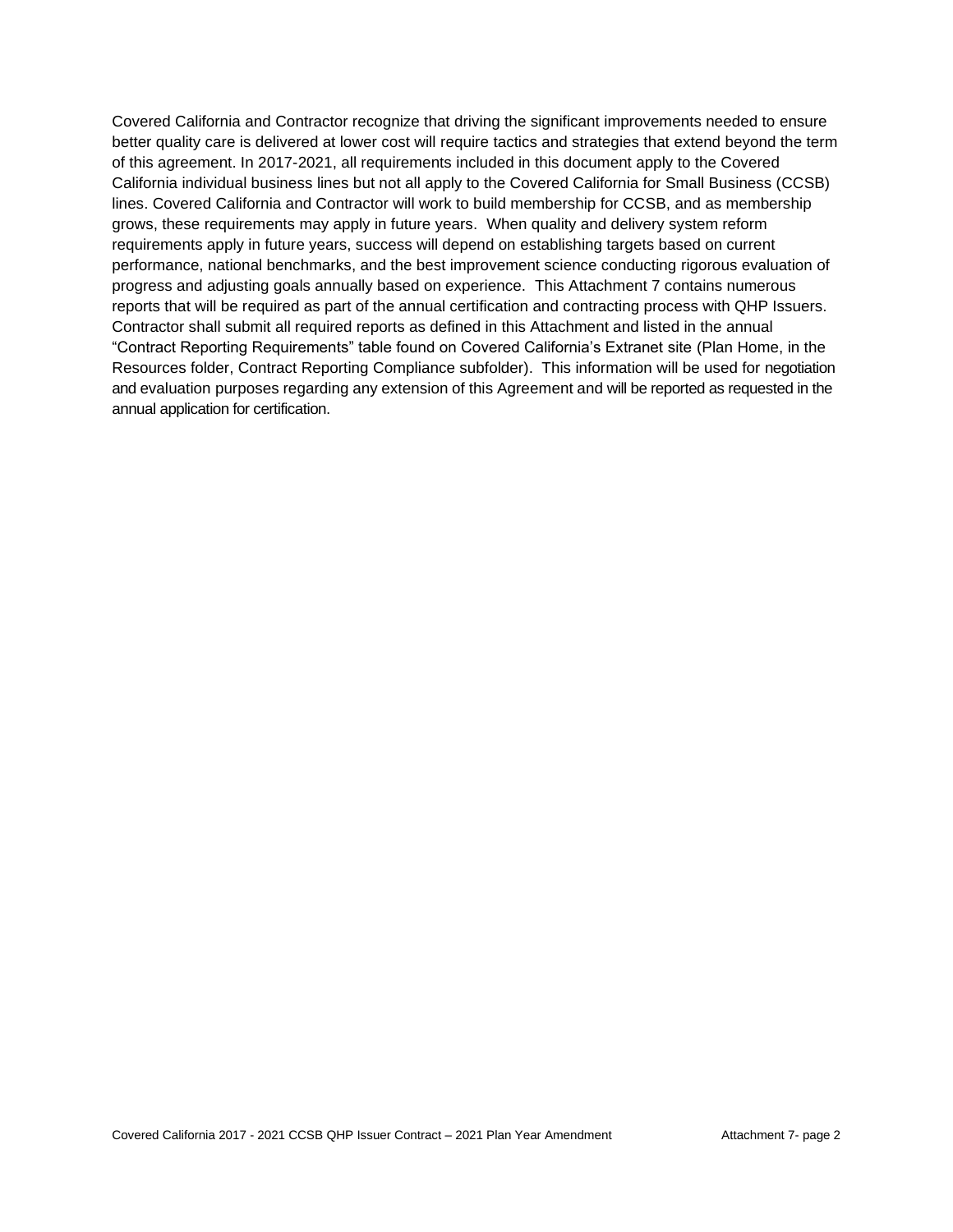Covered California and Contractor recognize that driving the significant improvements needed to ensure better quality care is delivered at lower cost will require tactics and strategies that extend beyond the term of this agreement. In 2017-2021, all requirements included in this document apply to the Covered California individual business lines but not all apply to the Covered California for Small Business (CCSB) lines. Covered California and Contractor will work to build membership for CCSB, and as membership grows, these requirements may apply in future years. When quality and delivery system reform requirements apply in future years, success will depend on establishing targets based on current performance, national benchmarks, and the best improvement science conducting rigorous evaluation of progress and adjusting goals annually based on experience. This Attachment 7 contains numerous reports that will be required as part of the annual certification and contracting process with QHP Issuers. Contractor shall submit all required reports as defined in this Attachment and listed in the annual "Contract Reporting Requirements" table found on Covered California's Extranet site (Plan Home, in the Resources folder, Contract Reporting Compliance subfolder). This information will be used for negotiation and evaluation purposes regarding any extension of this Agreement and will be reported as requested in the annual application for certification.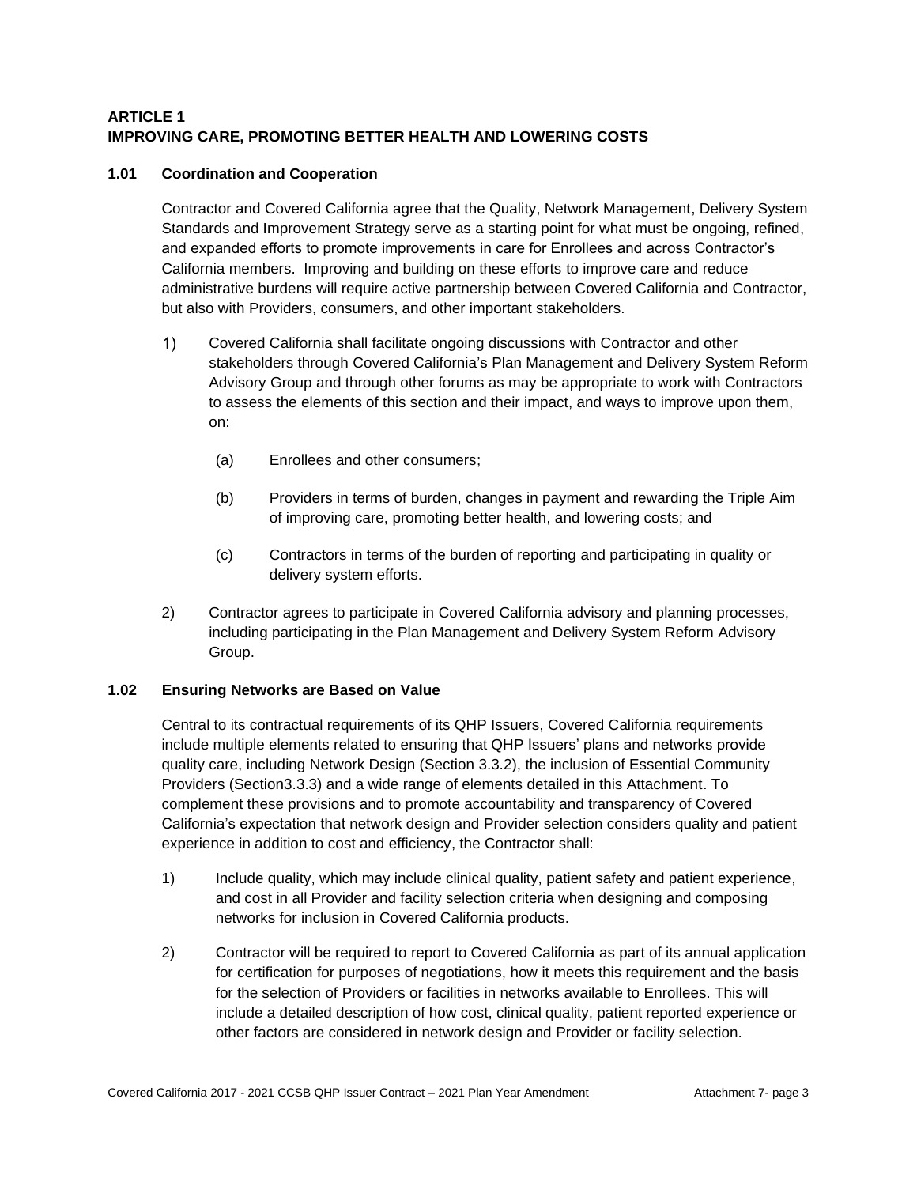# ARTICLE 1
# IMPROVING CARE, PROMOTING BETTER HEALTH AND LOWERING COSTS

## 1.01 Coordination and Cooperation

Contractor and Covered California agree that the Quality, Network Management, Delivery System Standards and Improvement Strategy serve as a starting point for what must be ongoing, refined, and expanded efforts to promote improvements in care for Enrollees and across Contractor's California members. Improving and building on these efforts to improve care and reduce administrative burdens will require active partnership between Covered California and Contractor, but also with Providers, consumers, and other important stakeholders.

1) Covered California shall facilitate ongoing discussions with Contractor and other stakeholders through Covered California's Plan Management and Delivery System Reform Advisory Group and through other forums as may be appropriate to work with Contractors to assess the elements of this section and their impact, and ways to improve upon them, on:

   (a) Enrollees and other consumers;

   (b) Providers in terms of burden, changes in payment and rewarding the Triple Aim of improving care, promoting better health, and lowering costs; and

   (c) Contractors in terms of the burden of reporting and participating in quality or delivery system efforts.

2) Contractor agrees to participate in Covered California advisory and planning processes, including participating in the Plan Management and Delivery System Reform Advisory Group.

## 1.02 Ensuring Networks are Based on Value

Central to its contractual requirements of its QHP Issuers, Covered California requirements include multiple elements related to ensuring that QHP Issuers' plans and networks provide quality care, including Network Design (Section 3.3.2), the inclusion of Essential Community Providers (Section3.3.3) and a wide range of elements detailed in this Attachment. To complement these provisions and to promote accountability and transparency of Covered California's expectation that network design and Provider selection considers quality and patient experience in addition to cost and efficiency, the Contractor shall:

1) Include quality, which may include clinical quality, patient safety and patient experience, and cost in all Provider and facility selection criteria when designing and composing networks for inclusion in Covered California products.

2) Contractor will be required to report to Covered California as part of its annual application for certification for purposes of negotiations, how it meets this requirement and the basis for the selection of Providers or facilities in networks available to Enrollees. This will include a detailed description of how cost, clinical quality, patient reported experience or other factors are considered in network design and Provider or facility selection.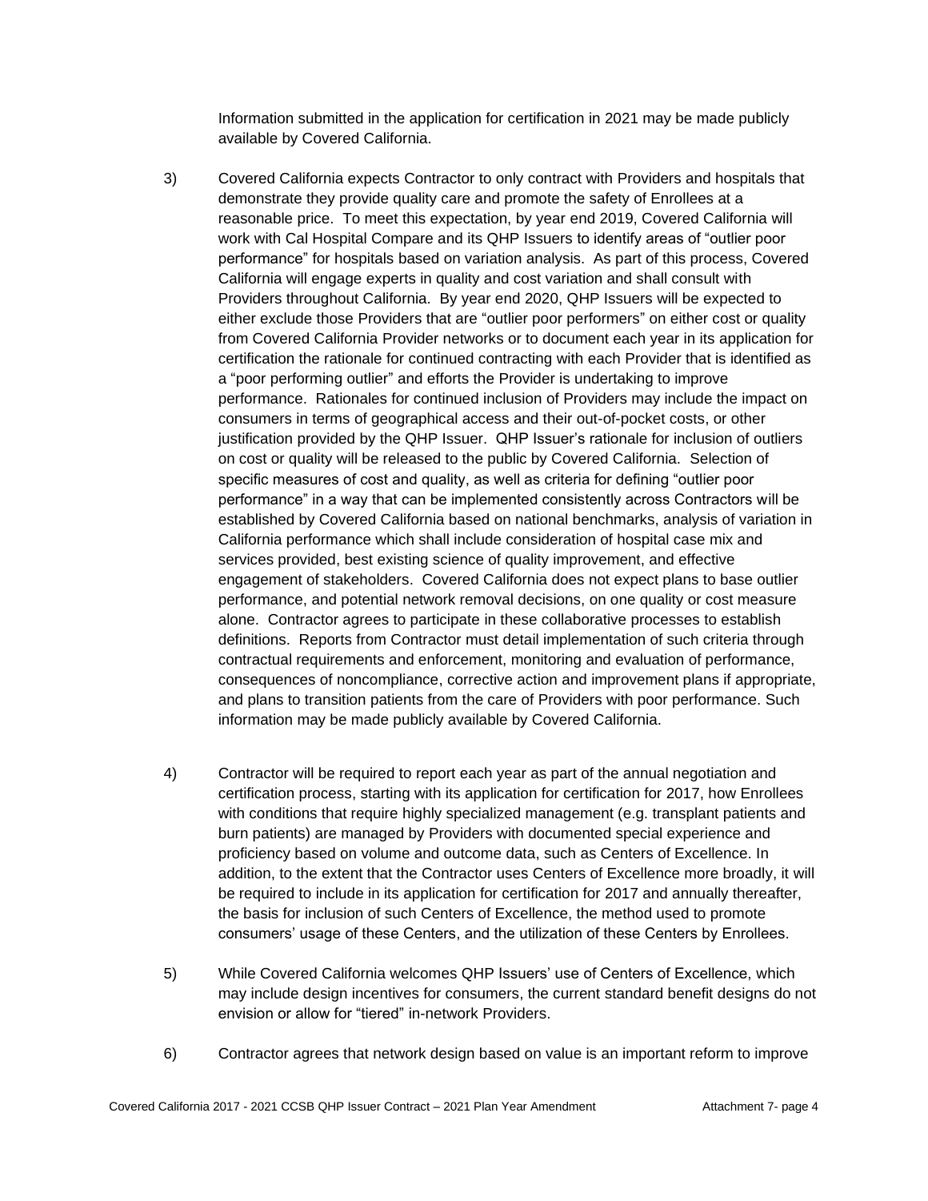Information submitted in the application for certification in 2021 may be made publicly available by Covered California.

3) Covered California expects Contractor to only contract with Providers and hospitals that demonstrate they provide quality care and promote the safety of Enrollees at a reasonable price. To meet this expectation, by year end 2019, Covered California will work with Cal Hospital Compare and its QHP Issuers to identify areas of "outlier poor performance" for hospitals based on variation analysis. As part of this process, Covered California will engage experts in quality and cost variation and shall consult with Providers throughout California. By year end 2020, QHP Issuers will be expected to either exclude those Providers that are "outlier poor performers" on either cost or quality from Covered California Provider networks or to document each year in its application for certification the rationale for continued contracting with each Provider that is identified as a "poor performing outlier" and efforts the Provider is undertaking to improve performance. Rationales for continued inclusion of Providers may include the impact on consumers in terms of geographical access and their out-of-pocket costs, or other justification provided by the QHP Issuer. QHP Issuer's rationale for inclusion of outliers on cost or quality will be released to the public by Covered California. Selection of specific measures of cost and quality, as well as criteria for defining "outlier poor performance" in a way that can be implemented consistently across Contractors will be established by Covered California based on national benchmarks, analysis of variation in California performance which shall include consideration of hospital case mix and services provided, best existing science of quality improvement, and effective engagement of stakeholders. Covered California does not expect plans to base outlier performance, and potential network removal decisions, on one quality or cost measure alone. Contractor agrees to participate in these collaborative processes to establish definitions. Reports from Contractor must detail implementation of such criteria through contractual requirements and enforcement, monitoring and evaluation of performance, consequences of noncompliance, corrective action and improvement plans if appropriate, and plans to transition patients from the care of Providers with poor performance. Such information may be made publicly available by Covered California.

4) Contractor will be required to report each year as part of the annual negotiation and certification process, starting with its application for certification for 2017, how Enrollees with conditions that require highly specialized management (e.g. transplant patients and burn patients) are managed by Providers with documented special experience and proficiency based on volume and outcome data, such as Centers of Excellence. In addition, to the extent that the Contractor uses Centers of Excellence more broadly, it will be required to include in its application for certification for 2017 and annually thereafter, the basis for inclusion of such Centers of Excellence, the method used to promote consumers' usage of these Centers, and the utilization of these Centers by Enrollees.

5) While Covered California welcomes QHP Issuers' use of Centers of Excellence, which may include design incentives for consumers, the current standard benefit designs do not envision or allow for "tiered" in-network Providers.

6) Contractor agrees that network design based on value is an important reform to improve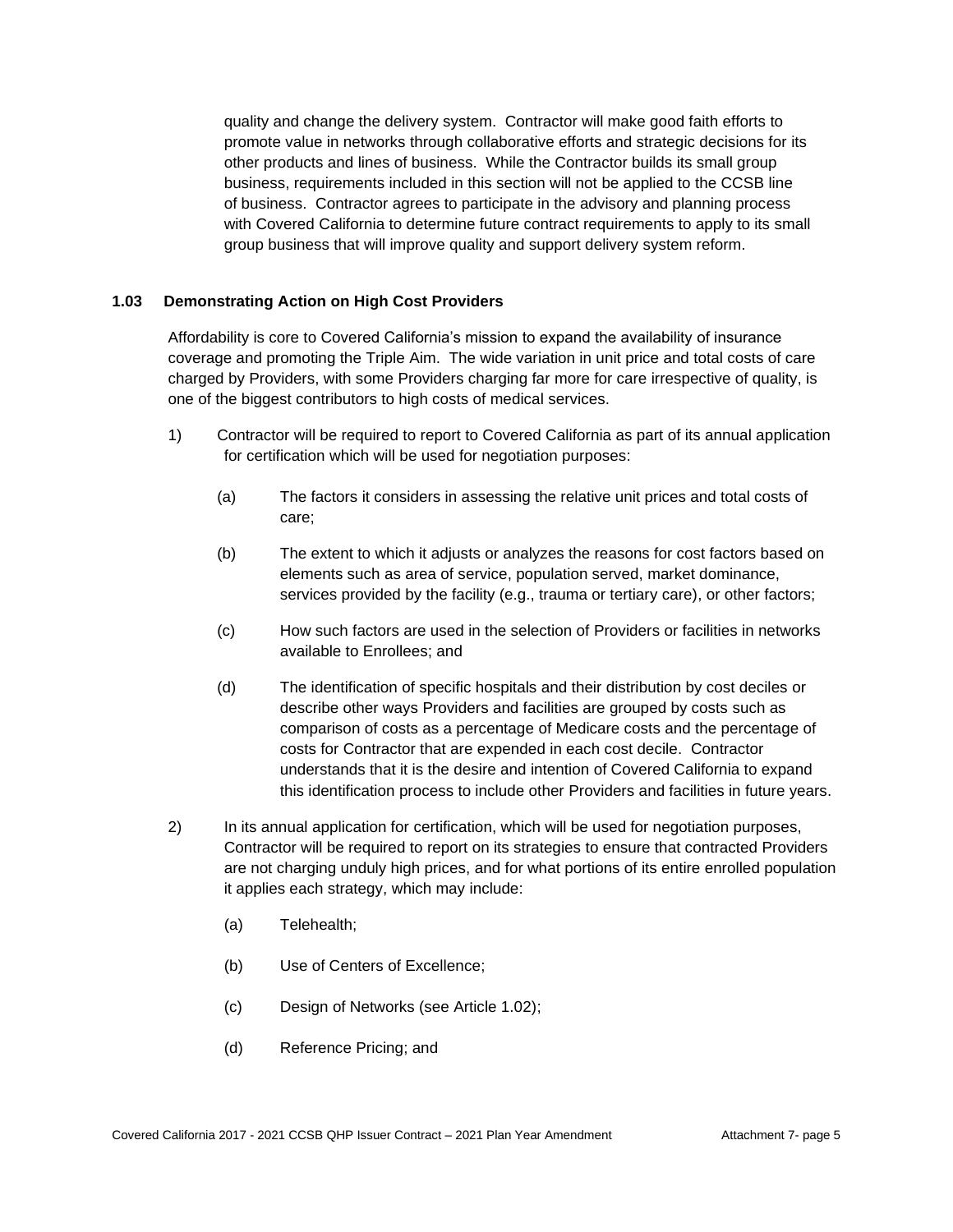quality and change the delivery system. Contractor will make good faith efforts to promote value in networks through collaborative efforts and strategic decisions for its other products and lines of business. While the Contractor builds its small group business, requirements included in this section will not be applied to the CCSB line of business. Contractor agrees to participate in the advisory and planning process with Covered California to determine future contract requirements to apply to its small group business that will improve quality and support delivery system reform.

### 1.03 Demonstrating Action on High Cost Providers

Affordability is core to Covered California's mission to expand the availability of insurance coverage and promoting the Triple Aim. The wide variation in unit price and total costs of care charged by Providers, with some Providers charging far more for care irrespective of quality, is one of the biggest contributors to high costs of medical services.

1) Contractor will be required to report to Covered California as part of its annual application for certification which will be used for negotiation purposes:

   (a) The factors it considers in assessing the relative unit prices and total costs of care;

   (b) The extent to which it adjusts or analyzes the reasons for cost factors based on elements such as area of service, population served, market dominance, services provided by the facility (e.g., trauma or tertiary care), or other factors;

   (c) How such factors are used in the selection of Providers or facilities in networks available to Enrollees; and

   (d) The identification of specific hospitals and their distribution by cost deciles or describe other ways Providers and facilities are grouped by costs such as comparison of costs as a percentage of Medicare costs and the percentage of costs for Contractor that are expended in each cost decile. Contractor understands that it is the desire and intention of Covered California to expand this identification process to include other Providers and facilities in future years.

2) In its annual application for certification, which will be used for negotiation purposes, Contractor will be required to report on its strategies to ensure that contracted Providers are not charging unduly high prices, and for what portions of its entire enrolled population it applies each strategy, which may include:

   (a) Telehealth;

   (b) Use of Centers of Excellence;

   (c) Design of Networks (see Article 1.02);

   (d) Reference Pricing; and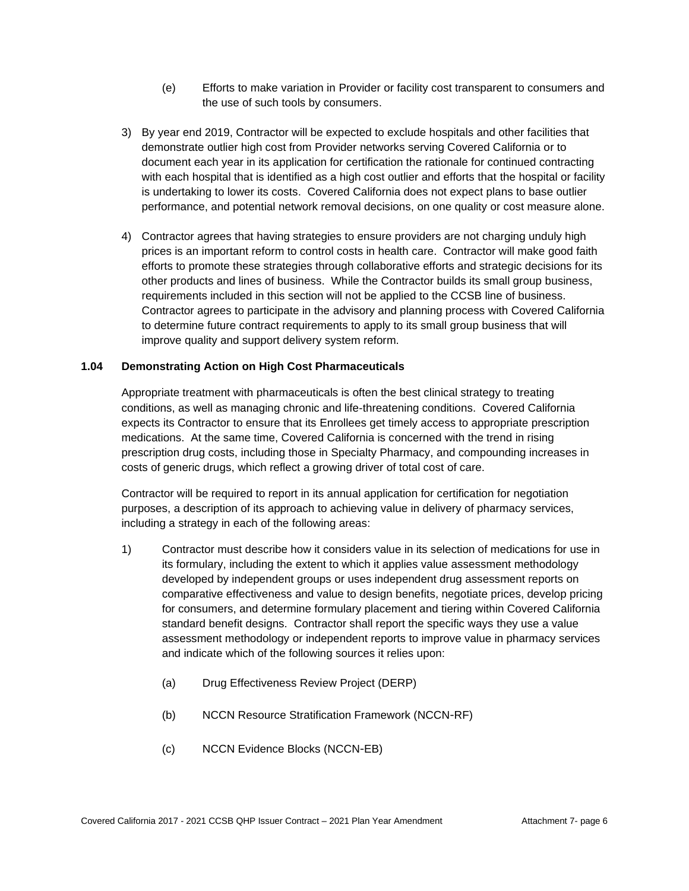(e) Efforts to make variation in Provider or facility cost transparent to consumers and the use of such tools by consumers.

3) By year end 2019, Contractor will be expected to exclude hospitals and other facilities that demonstrate outlier high cost from Provider networks serving Covered California or to document each year in its application for certification the rationale for continued contracting with each hospital that is identified as a high cost outlier and efforts that the hospital or facility is undertaking to lower its costs. Covered California does not expect plans to base outlier performance, and potential network removal decisions, on one quality or cost measure alone.

4) Contractor agrees that having strategies to ensure providers are not charging unduly high prices is an important reform to control costs in health care. Contractor will make good faith efforts to promote these strategies through collaborative efforts and strategic decisions for its other products and lines of business. While the Contractor builds its small group business, requirements included in this section will not be applied to the CCSB line of business. Contractor agrees to participate in the advisory and planning process with Covered California to determine future contract requirements to apply to its small group business that will improve quality and support delivery system reform.

### 1.04 Demonstrating Action on High Cost Pharmaceuticals

Appropriate treatment with pharmaceuticals is often the best clinical strategy to treating conditions, as well as managing chronic and life-threatening conditions. Covered California expects its Contractor to ensure that its Enrollees get timely access to appropriate prescription medications. At the same time, Covered California is concerned with the trend in rising prescription drug costs, including those in Specialty Pharmacy, and compounding increases in costs of generic drugs, which reflect a growing driver of total cost of care.

Contractor will be required to report in its annual application for certification for negotiation purposes, a description of its approach to achieving value in delivery of pharmacy services, including a strategy in each of the following areas:

1) Contractor must describe how it considers value in its selection of medications for use in its formulary, including the extent to which it applies value assessment methodology developed by independent groups or uses independent drug assessment reports on comparative effectiveness and value to design benefits, negotiate prices, develop pricing for consumers, and determine formulary placement and tiering within Covered California standard benefit designs. Contractor shall report the specific ways they use a value assessment methodology or independent reports to improve value in pharmacy services and indicate which of the following sources it relies upon:

   (a) Drug Effectiveness Review Project (DERP)

   (b) NCCN Resource Stratification Framework (NCCN-RF)

   (c) NCCN Evidence Blocks (NCCN-EB)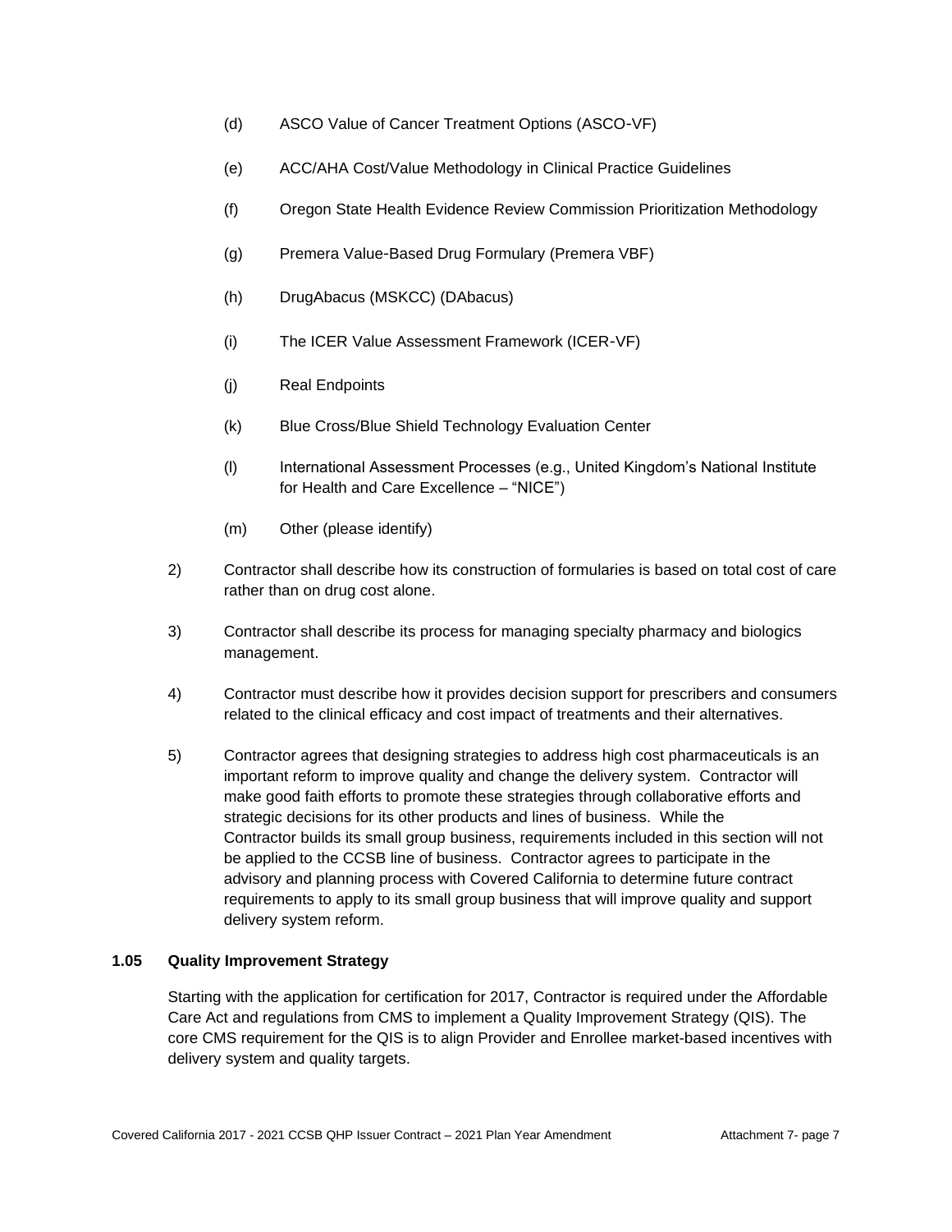(d) ASCO Value of Cancer Treatment Options (ASCO-VF)

(e) ACC/AHA Cost/Value Methodology in Clinical Practice Guidelines

(f) Oregon State Health Evidence Review Commission Prioritization Methodology

(g) Premera Value-Based Drug Formulary (Premera VBF)

(h) DrugAbacus (MSKCC) (DAbacus)

(i) The ICER Value Assessment Framework (ICER-VF)

(j) Real Endpoints

(k) Blue Cross/Blue Shield Technology Evaluation Center

(l) International Assessment Processes (e.g., United Kingdom's National Institute for Health and Care Excellence – "NICE")

(m) Other (please identify)

2) Contractor shall describe how its construction of formularies is based on total cost of care rather than on drug cost alone.

3) Contractor shall describe its process for managing specialty pharmacy and biologics management.

4) Contractor must describe how it provides decision support for prescribers and consumers related to the clinical efficacy and cost impact of treatments and their alternatives.

5) Contractor agrees that designing strategies to address high cost pharmaceuticals is an important reform to improve quality and change the delivery system. Contractor will make good faith efforts to promote these strategies through collaborative efforts and strategic decisions for its other products and lines of business. While the Contractor builds its small group business, requirements included in this section will not be applied to the CCSB line of business. Contractor agrees to participate in the advisory and planning process with Covered California to determine future contract requirements to apply to its small group business that will improve quality and support delivery system reform.

**1.05 Quality Improvement Strategy**

Starting with the application for certification for 2017, Contractor is required under the Affordable Care Act and regulations from CMS to implement a Quality Improvement Strategy (QIS). The core CMS requirement for the QIS is to align Provider and Enrollee market-based incentives with delivery system and quality targets.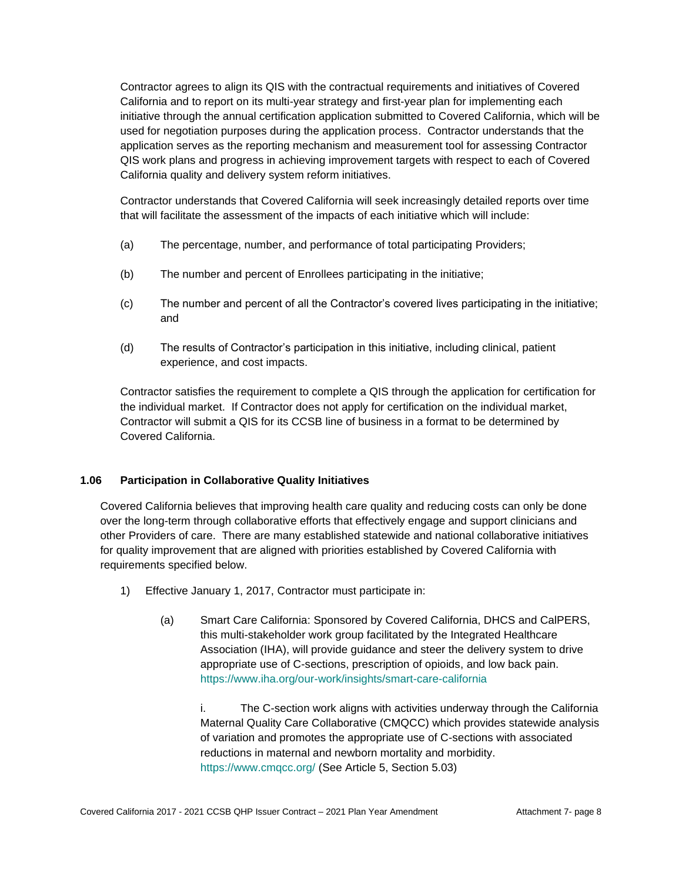Contractor agrees to align its QIS with the contractual requirements and initiatives of Covered California and to report on its multi-year strategy and first-year plan for implementing each initiative through the annual certification application submitted to Covered California, which will be used for negotiation purposes during the application process. Contractor understands that the application serves as the reporting mechanism and measurement tool for assessing Contractor QIS work plans and progress in achieving improvement targets with respect to each of Covered California quality and delivery system reform initiatives.

Contractor understands that Covered California will seek increasingly detailed reports over time that will facilitate the assessment of the impacts of each initiative which will include:

(a) The percentage, number, and performance of total participating Providers;

(b) The number and percent of Enrollees participating in the initiative;

(c) The number and percent of all the Contractor's covered lives participating in the initiative; and

(d) The results of Contractor's participation in this initiative, including clinical, patient experience, and cost impacts.

Contractor satisfies the requirement to complete a QIS through the application for certification for the individual market. If Contractor does not apply for certification on the individual market, Contractor will submit a QIS for its CCSB line of business in a format to be determined by Covered California.

### 1.06 Participation in Collaborative Quality Initiatives

Covered California believes that improving health care quality and reducing costs can only be done over the long-term through collaborative efforts that effectively engage and support clinicians and other Providers of care. There are many established statewide and national collaborative initiatives for quality improvement that are aligned with priorities established by Covered California with requirements specified below.

1) Effective January 1, 2017, Contractor must participate in:

   (a) Smart Care California: Sponsored by Covered California, DHCS and CalPERS, this multi-stakeholder work group facilitated by the Integrated Healthcare Association (IHA), will provide guidance and steer the delivery system to drive appropriate use of C-sections, prescription of opioids, and low back pain. https://www.iha.org/our-work/insights/smart-care-california

      i. The C-section work aligns with activities underway through the California Maternal Quality Care Collaborative (CMQCC) which provides statewide analysis of variation and promotes the appropriate use of C-sections with associated reductions in maternal and newborn mortality and morbidity. https://www.cmqcc.org/ (See Article 5, Section 5.03)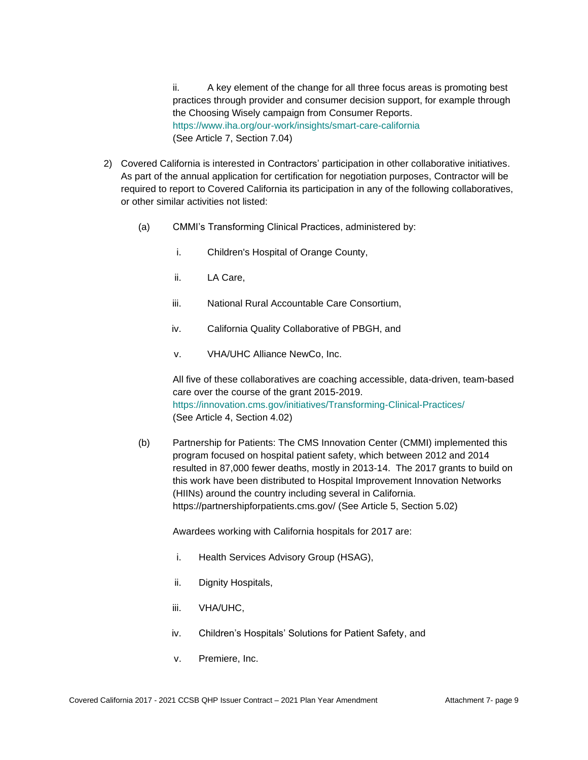ii. A key element of the change for all three focus areas is promoting best practices through provider and consumer decision support, for example through the Choosing Wisely campaign from Consumer Reports. https://www.iha.org/our-work/insights/smart-care-california (See Article 7, Section 7.04)

2) Covered California is interested in Contractors' participation in other collaborative initiatives. As part of the annual application for certification for negotiation purposes, Contractor will be required to report to Covered California its participation in any of the following collaboratives, or other similar activities not listed:

   (a) CMMI's Transforming Clinical Practices, administered by:

      i. Children's Hospital of Orange County,

      ii. LA Care,

      iii. National Rural Accountable Care Consortium,

      iv. California Quality Collaborative of PBGH, and

      v. VHA/UHC Alliance NewCo, Inc.

      All five of these collaboratives are coaching accessible, data-driven, team-based care over the course of the grant 2015-2019. https://innovation.cms.gov/initiatives/Transforming-Clinical-Practices/ (See Article 4, Section 4.02)

   (b) Partnership for Patients: The CMS Innovation Center (CMMI) implemented this program focused on hospital patient safety, which between 2012 and 2014 resulted in 87,000 fewer deaths, mostly in 2013-14. The 2017 grants to build on this work have been distributed to Hospital Improvement Innovation Networks (HIINs) around the country including several in California. https://partnershipforpatients.cms.gov/ (See Article 5, Section 5.02)

      Awardees working with California hospitals for 2017 are:

      i. Health Services Advisory Group (HSAG),

      ii. Dignity Hospitals,

      iii. VHA/UHC,

      iv. Children's Hospitals' Solutions for Patient Safety, and

      v. Premiere, Inc.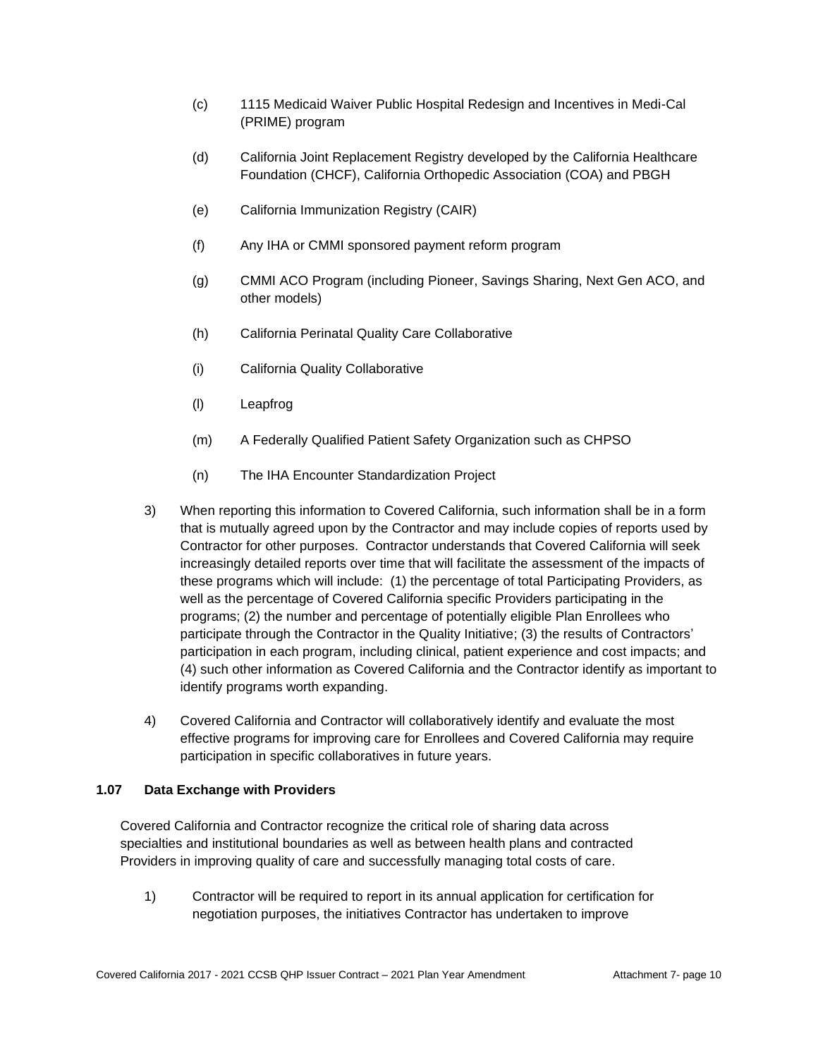(c) 1115 Medicaid Waiver Public Hospital Redesign and Incentives in Medi-Cal (PRIME) program

(d) California Joint Replacement Registry developed by the California Healthcare Foundation (CHCF), California Orthopedic Association (COA) and PBGH

(e) California Immunization Registry (CAIR)

(f) Any IHA or CMMI sponsored payment reform program

(g) CMMI ACO Program (including Pioneer, Savings Sharing, Next Gen ACO, and other models)

(h) California Perinatal Quality Care Collaborative

(i) California Quality Collaborative

(l) Leapfrog

(m) A Federally Qualified Patient Safety Organization such as CHPSO

(n) The IHA Encounter Standardization Project

3) When reporting this information to Covered California, such information shall be in a form that is mutually agreed upon by the Contractor and may include copies of reports used by Contractor for other purposes. Contractor understands that Covered California will seek increasingly detailed reports over time that will facilitate the assessment of the impacts of these programs which will include: (1) the percentage of total Participating Providers, as well as the percentage of Covered California specific Providers participating in the programs; (2) the number and percentage of potentially eligible Plan Enrollees who participate through the Contractor in the Quality Initiative; (3) the results of Contractors' participation in each program, including clinical, patient experience and cost impacts; and (4) such other information as Covered California and the Contractor identify as important to identify programs worth expanding.

4) Covered California and Contractor will collaboratively identify and evaluate the most effective programs for improving care for Enrollees and Covered California may require participation in specific collaboratives in future years.

### 1.07 Data Exchange with Providers

Covered California and Contractor recognize the critical role of sharing data across specialties and institutional boundaries as well as between health plans and contracted Providers in improving quality of care and successfully managing total costs of care.

1) Contractor will be required to report in its annual application for certification for negotiation purposes, the initiatives Contractor has undertaken to improve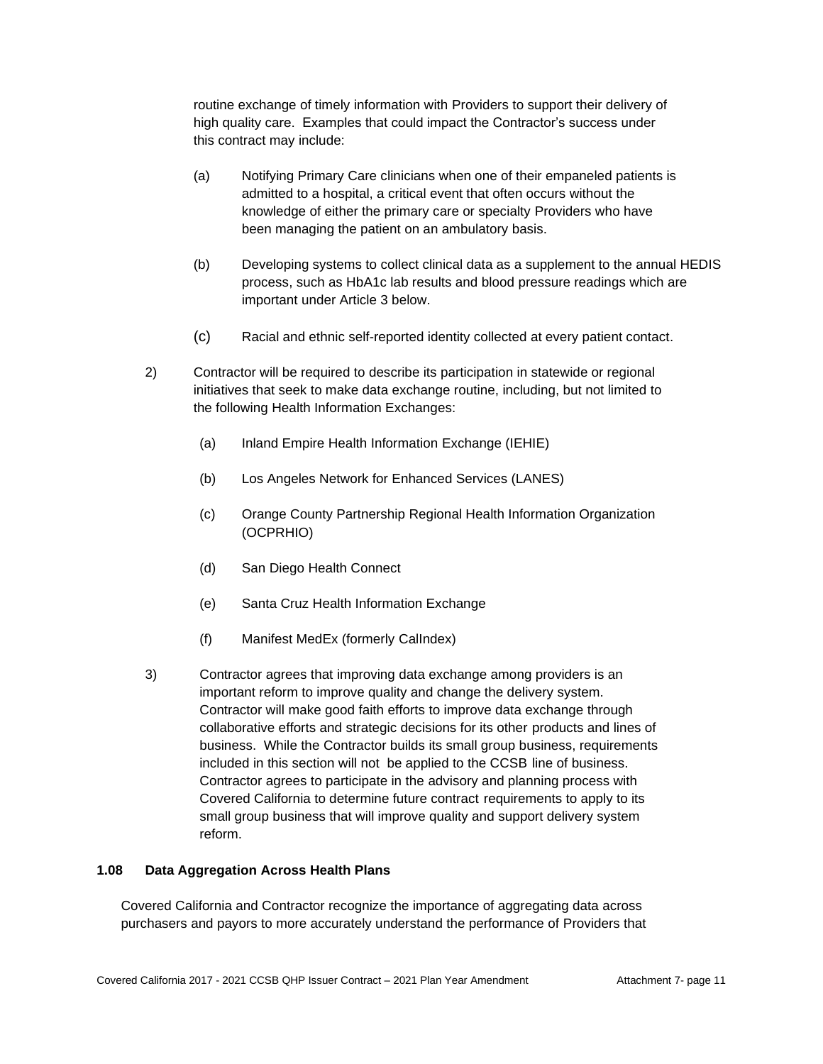routine exchange of timely information with Providers to support their delivery of high quality care. Examples that could impact the Contractor's success under this contract may include:

(a) Notifying Primary Care clinicians when one of their empaneled patients is admitted to a hospital, a critical event that often occurs without the knowledge of either the primary care or specialty Providers who have been managing the patient on an ambulatory basis.

(b) Developing systems to collect clinical data as a supplement to the annual HEDIS process, such as HbA1c lab results and blood pressure readings which are important under Article 3 below.

(c) Racial and ethnic self-reported identity collected at every patient contact.

2) Contractor will be required to describe its participation in statewide or regional initiatives that seek to make data exchange routine, including, but not limited to the following Health Information Exchanges:

(a) Inland Empire Health Information Exchange (IEHIE)

(b) Los Angeles Network for Enhanced Services (LANES)

(c) Orange County Partnership Regional Health Information Organization (OCPRHIO)

(d) San Diego Health Connect

(e) Santa Cruz Health Information Exchange

(f) Manifest MedEx (formerly CalIndex)

3) Contractor agrees that improving data exchange among providers is an important reform to improve quality and change the delivery system. Contractor will make good faith efforts to improve data exchange through collaborative efforts and strategic decisions for its other products and lines of business. While the Contractor builds its small group business, requirements included in this section will not be applied to the CCSB line of business. Contractor agrees to participate in the advisory and planning process with Covered California to determine future contract requirements to apply to its small group business that will improve quality and support delivery system reform.

**1.08 Data Aggregation Across Health Plans**

Covered California and Contractor recognize the importance of aggregating data across purchasers and payors to more accurately understand the performance of Providers that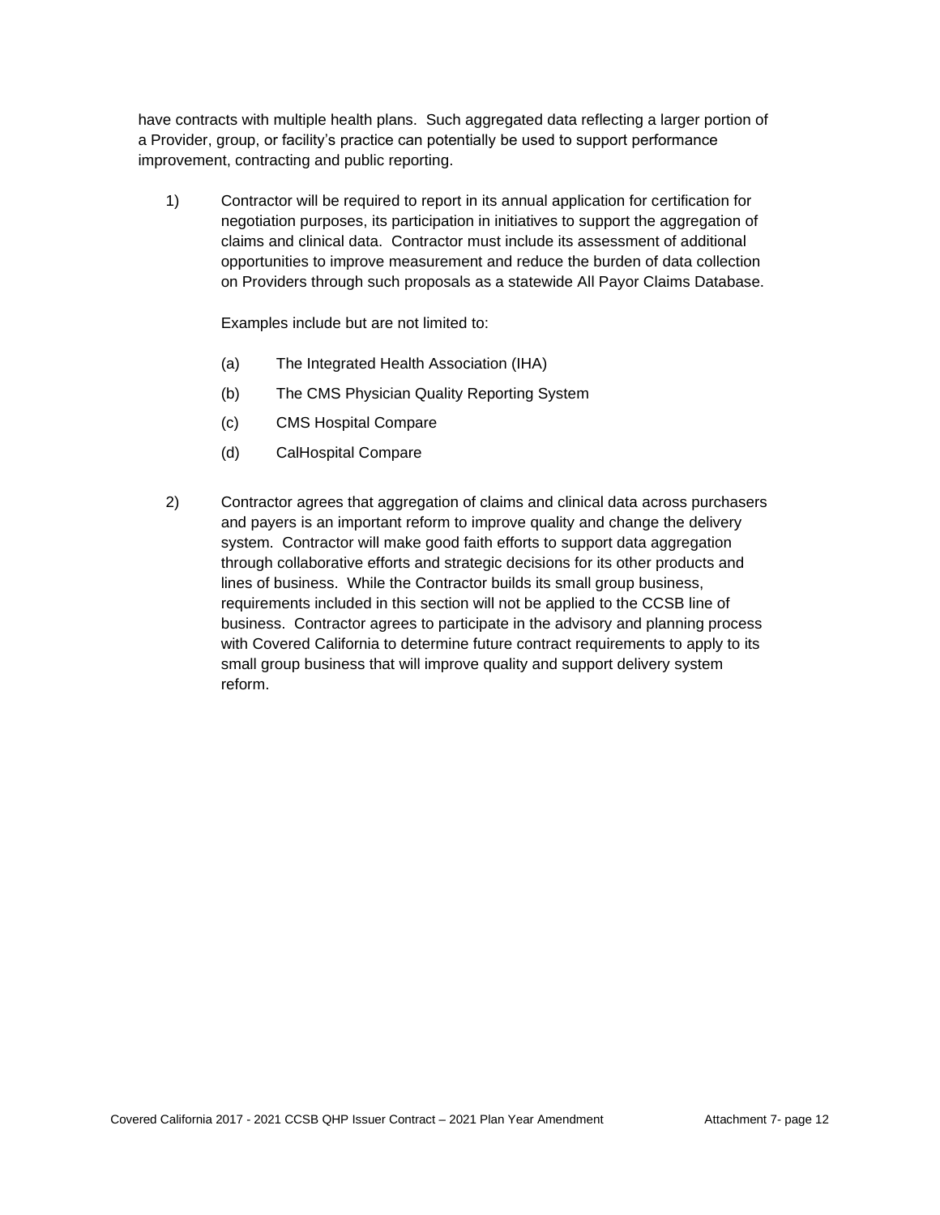have contracts with multiple health plans. Such aggregated data reflecting a larger portion of a Provider, group, or facility's practice can potentially be used to support performance improvement, contracting and public reporting.

1) Contractor will be required to report in its annual application for certification for negotiation purposes, its participation in initiatives to support the aggregation of claims and clinical data. Contractor must include its assessment of additional opportunities to improve measurement and reduce the burden of data collection on Providers through such proposals as a statewide All Payor Claims Database.

   Examples include but are not limited to:

   (a) The Integrated Health Association (IHA)

   (b) The CMS Physician Quality Reporting System

   (c) CMS Hospital Compare

   (d) CalHospital Compare

2) Contractor agrees that aggregation of claims and clinical data across purchasers and payers is an important reform to improve quality and change the delivery system. Contractor will make good faith efforts to support data aggregation through collaborative efforts and strategic decisions for its other products and lines of business. While the Contractor builds its small group business, requirements included in this section will not be applied to the CCSB line of business. Contractor agrees to participate in the advisory and planning process with Covered California to determine future contract requirements to apply to its small group business that will improve quality and support delivery system reform.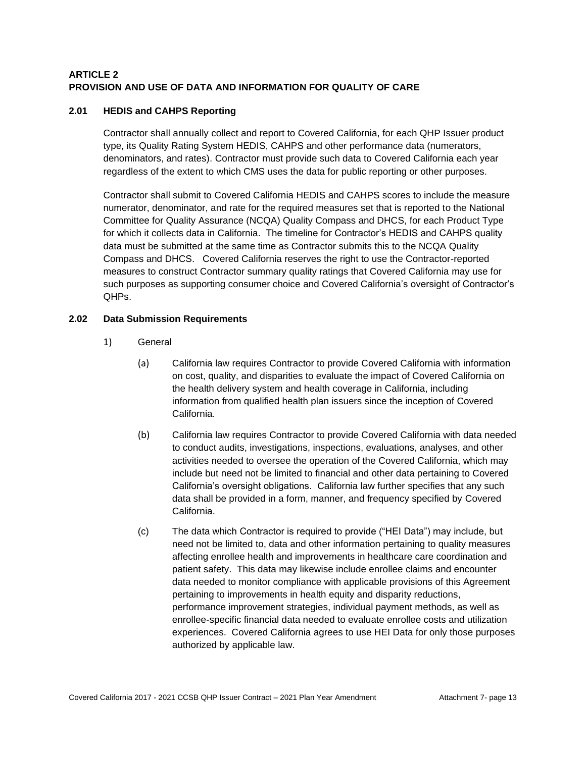## ARTICLE 2
## PROVISION AND USE OF DATA AND INFORMATION FOR QUALITY OF CARE

### 2.01 HEDIS and CAHPS Reporting

Contractor shall annually collect and report to Covered California, for each QHP Issuer product type, its Quality Rating System HEDIS, CAHPS and other performance data (numerators, denominators, and rates). Contractor must provide such data to Covered California each year regardless of the extent to which CMS uses the data for public reporting or other purposes.

Contractor shall submit to Covered California HEDIS and CAHPS scores to include the measure numerator, denominator, and rate for the required measures set that is reported to the National Committee for Quality Assurance (NCQA) Quality Compass and DHCS, for each Product Type for which it collects data in California. The timeline for Contractor's HEDIS and CAHPS quality data must be submitted at the same time as Contractor submits this to the NCQA Quality Compass and DHCS. Covered California reserves the right to use the Contractor-reported measures to construct Contractor summary quality ratings that Covered California may use for such purposes as supporting consumer choice and Covered California's oversight of Contractor's QHPs.

### 2.02 Data Submission Requirements

1) General

(a) California law requires Contractor to provide Covered California with information on cost, quality, and disparities to evaluate the impact of Covered California on the health delivery system and health coverage in California, including information from qualified health plan issuers since the inception of Covered California.

(b) California law requires Contractor to provide Covered California with data needed to conduct audits, investigations, inspections, evaluations, analyses, and other activities needed to oversee the operation of the Covered California, which may include but need not be limited to financial and other data pertaining to Covered California's oversight obligations. California law further specifies that any such data shall be provided in a form, manner, and frequency specified by Covered California.

(c) The data which Contractor is required to provide ("HEI Data") may include, but need not be limited to, data and other information pertaining to quality measures affecting enrollee health and improvements in healthcare care coordination and patient safety. This data may likewise include enrollee claims and encounter data needed to monitor compliance with applicable provisions of this Agreement pertaining to improvements in health equity and disparity reductions, performance improvement strategies, individual payment methods, as well as enrollee-specific financial data needed to evaluate enrollee costs and utilization experiences. Covered California agrees to use HEI Data for only those purposes authorized by applicable law.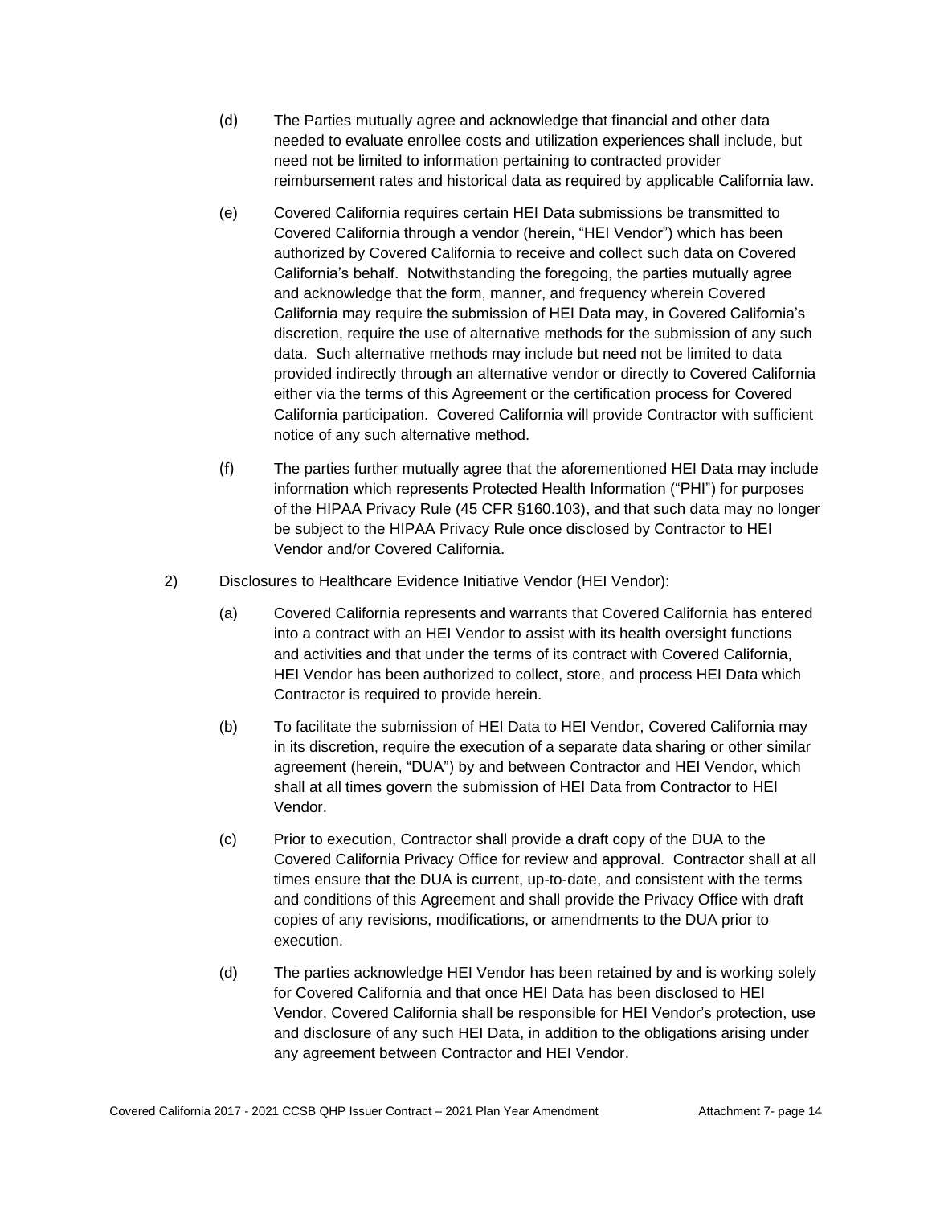(d) The Parties mutually agree and acknowledge that financial and other data needed to evaluate enrollee costs and utilization experiences shall include, but need not be limited to information pertaining to contracted provider reimbursement rates and historical data as required by applicable California law.

(e) Covered California requires certain HEI Data submissions be transmitted to Covered California through a vendor (herein, "HEI Vendor") which has been authorized by Covered California to receive and collect such data on Covered California's behalf. Notwithstanding the foregoing, the parties mutually agree and acknowledge that the form, manner, and frequency wherein Covered California may require the submission of HEI Data may, in Covered California's discretion, require the use of alternative methods for the submission of any such data. Such alternative methods may include but need not be limited to data provided indirectly through an alternative vendor or directly to Covered California either via the terms of this Agreement or the certification process for Covered California participation. Covered California will provide Contractor with sufficient notice of any such alternative method.

(f) The parties further mutually agree that the aforementioned HEI Data may include information which represents Protected Health Information ("PHI") for purposes of the HIPAA Privacy Rule (45 CFR §160.103), and that such data may no longer be subject to the HIPAA Privacy Rule once disclosed by Contractor to HEI Vendor and/or Covered California.

2) Disclosures to Healthcare Evidence Initiative Vendor (HEI Vendor):

(a) Covered California represents and warrants that Covered California has entered into a contract with an HEI Vendor to assist with its health oversight functions and activities and that under the terms of its contract with Covered California, HEI Vendor has been authorized to collect, store, and process HEI Data which Contractor is required to provide herein.

(b) To facilitate the submission of HEI Data to HEI Vendor, Covered California may in its discretion, require the execution of a separate data sharing or other similar agreement (herein, "DUA") by and between Contractor and HEI Vendor, which shall at all times govern the submission of HEI Data from Contractor to HEI Vendor.

(c) Prior to execution, Contractor shall provide a draft copy of the DUA to the Covered California Privacy Office for review and approval. Contractor shall at all times ensure that the DUA is current, up-to-date, and consistent with the terms and conditions of this Agreement and shall provide the Privacy Office with draft copies of any revisions, modifications, or amendments to the DUA prior to execution.

(d) The parties acknowledge HEI Vendor has been retained by and is working solely for Covered California and that once HEI Data has been disclosed to HEI Vendor, Covered California shall be responsible for HEI Vendor's protection, use and disclosure of any such HEI Data, in addition to the obligations arising under any agreement between Contractor and HEI Vendor.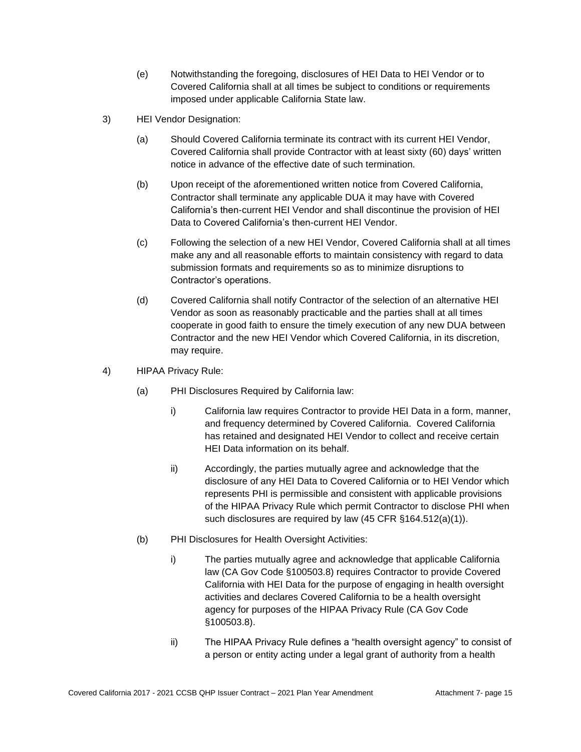(e) Notwithstanding the foregoing, disclosures of HEI Data to HEI Vendor or to Covered California shall at all times be subject to conditions or requirements imposed under applicable California State law.

3) HEI Vendor Designation:

(a) Should Covered California terminate its contract with its current HEI Vendor, Covered California shall provide Contractor with at least sixty (60) days' written notice in advance of the effective date of such termination.

(b) Upon receipt of the aforementioned written notice from Covered California, Contractor shall terminate any applicable DUA it may have with Covered California's then-current HEI Vendor and shall discontinue the provision of HEI Data to Covered California's then-current HEI Vendor.

(c) Following the selection of a new HEI Vendor, Covered California shall at all times make any and all reasonable efforts to maintain consistency with regard to data submission formats and requirements so as to minimize disruptions to Contractor's operations.

(d) Covered California shall notify Contractor of the selection of an alternative HEI Vendor as soon as reasonably practicable and the parties shall at all times cooperate in good faith to ensure the timely execution of any new DUA between Contractor and the new HEI Vendor which Covered California, in its discretion, may require.

4) HIPAA Privacy Rule:

(a) PHI Disclosures Required by California law:

i) California law requires Contractor to provide HEI Data in a form, manner, and frequency determined by Covered California. Covered California has retained and designated HEI Vendor to collect and receive certain HEI Data information on its behalf.

ii) Accordingly, the parties mutually agree and acknowledge that the disclosure of any HEI Data to Covered California or to HEI Vendor which represents PHI is permissible and consistent with applicable provisions of the HIPAA Privacy Rule which permit Contractor to disclose PHI when such disclosures are required by law (45 CFR §164.512(a)(1)).

(b) PHI Disclosures for Health Oversight Activities:

i) The parties mutually agree and acknowledge that applicable California law (CA Gov Code §100503.8) requires Contractor to provide Covered California with HEI Data for the purpose of engaging in health oversight activities and declares Covered California to be a health oversight agency for purposes of the HIPAA Privacy Rule (CA Gov Code §100503.8).

ii) The HIPAA Privacy Rule defines a "health oversight agency" to consist of a person or entity acting under a legal grant of authority from a health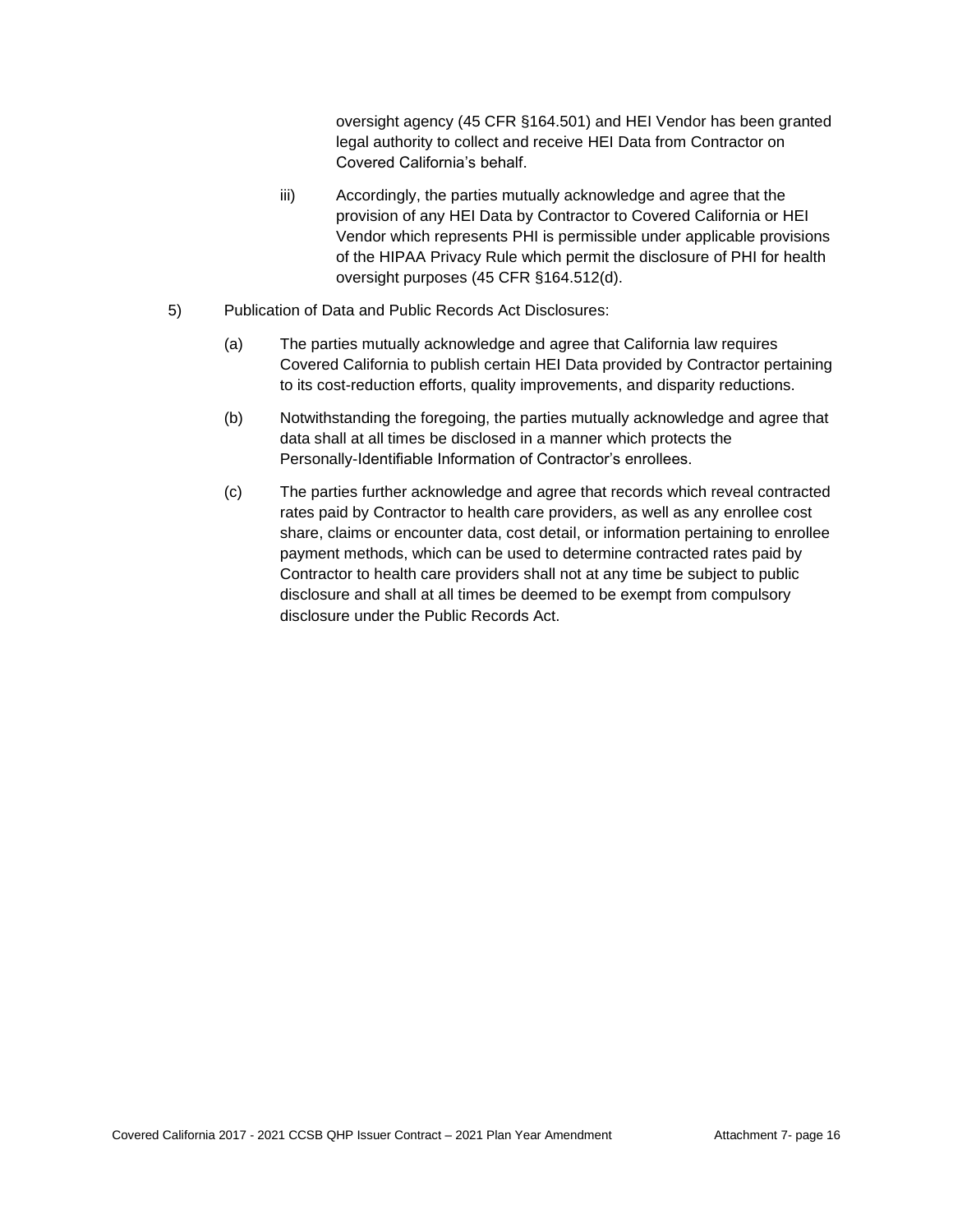oversight agency (45 CFR §164.501) and HEI Vendor has been granted legal authority to collect and receive HEI Data from Contractor on Covered California's behalf.

iii) Accordingly, the parties mutually acknowledge and agree that the provision of any HEI Data by Contractor to Covered California or HEI Vendor which represents PHI is permissible under applicable provisions of the HIPAA Privacy Rule which permit the disclosure of PHI for health oversight purposes (45 CFR §164.512(d).

5) Publication of Data and Public Records Act Disclosures:

(a) The parties mutually acknowledge and agree that California law requires Covered California to publish certain HEI Data provided by Contractor pertaining to its cost-reduction efforts, quality improvements, and disparity reductions.

(b) Notwithstanding the foregoing, the parties mutually acknowledge and agree that data shall at all times be disclosed in a manner which protects the Personally-Identifiable Information of Contractor's enrollees.

(c) The parties further acknowledge and agree that records which reveal contracted rates paid by Contractor to health care providers, as well as any enrollee cost share, claims or encounter data, cost detail, or information pertaining to enrollee payment methods, which can be used to determine contracted rates paid by Contractor to health care providers shall not at any time be subject to public disclosure and shall at all times be deemed to be exempt from compulsory disclosure under the Public Records Act.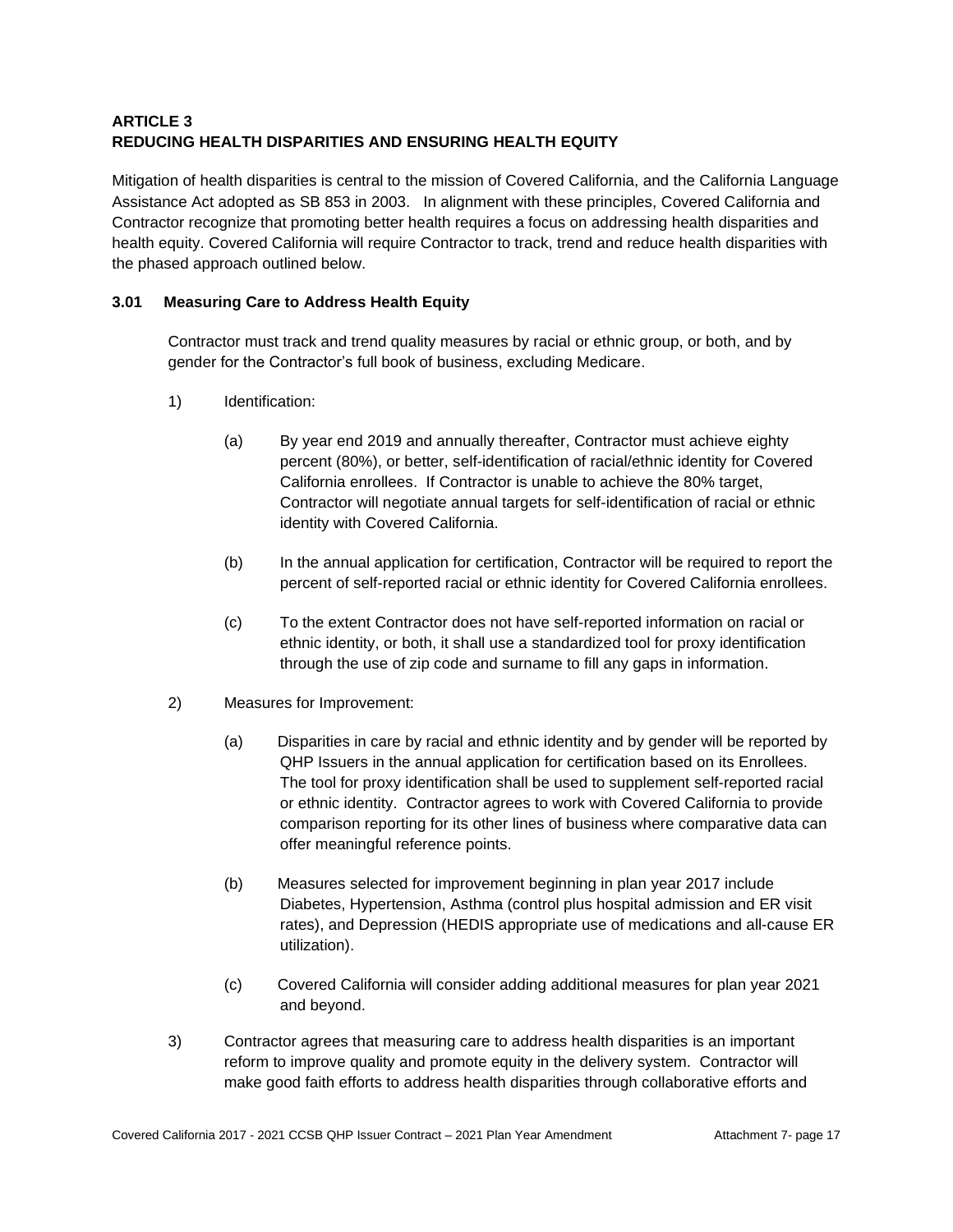## ARTICLE 3
## REDUCING HEALTH DISPARITIES AND ENSURING HEALTH EQUITY

Mitigation of health disparities is central to the mission of Covered California, and the California Language Assistance Act adopted as SB 853 in 2003. In alignment with these principles, Covered California and Contractor recognize that promoting better health requires a focus on addressing health disparities and health equity. Covered California will require Contractor to track, trend and reduce health disparities with the phased approach outlined below.

### 3.01 Measuring Care to Address Health Equity

Contractor must track and trend quality measures by racial or ethnic group, or both, and by gender for the Contractor's full book of business, excluding Medicare.

1) Identification:

   (a) By year end 2019 and annually thereafter, Contractor must achieve eighty percent (80%), or better, self-identification of racial/ethnic identity for Covered California enrollees. If Contractor is unable to achieve the 80% target, Contractor will negotiate annual targets for self-identification of racial or ethnic identity with Covered California.

   (b) In the annual application for certification, Contractor will be required to report the percent of self-reported racial or ethnic identity for Covered California enrollees.

   (c) To the extent Contractor does not have self-reported information on racial or ethnic identity, or both, it shall use a standardized tool for proxy identification through the use of zip code and surname to fill any gaps in information.

2) Measures for Improvement:

   (a) Disparities in care by racial and ethnic identity and by gender will be reported by QHP Issuers in the annual application for certification based on its Enrollees. The tool for proxy identification shall be used to supplement self-reported racial or ethnic identity. Contractor agrees to work with Covered California to provide comparison reporting for its other lines of business where comparative data can offer meaningful reference points.

   (b) Measures selected for improvement beginning in plan year 2017 include Diabetes, Hypertension, Asthma (control plus hospital admission and ER visit rates), and Depression (HEDIS appropriate use of medications and all-cause ER utilization).

   (c) Covered California will consider adding additional measures for plan year 2021 and beyond.

3) Contractor agrees that measuring care to address health disparities is an important reform to improve quality and promote equity in the delivery system. Contractor will make good faith efforts to address health disparities through collaborative efforts and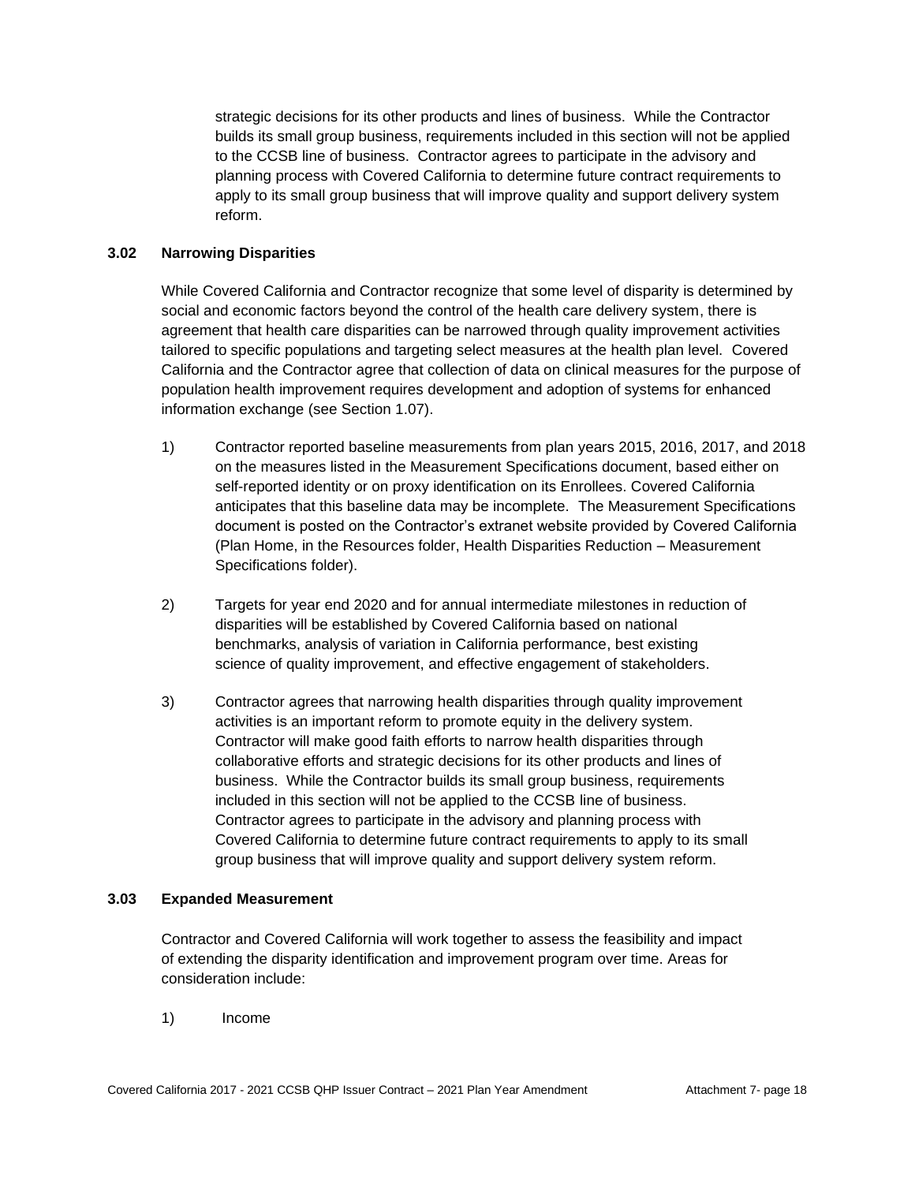strategic decisions for its other products and lines of business. While the Contractor builds its small group business, requirements included in this section will not be applied to the CCSB line of business. Contractor agrees to participate in the advisory and planning process with Covered California to determine future contract requirements to apply to its small group business that will improve quality and support delivery system reform.

### 3.02 Narrowing Disparities

While Covered California and Contractor recognize that some level of disparity is determined by social and economic factors beyond the control of the health care delivery system, there is agreement that health care disparities can be narrowed through quality improvement activities tailored to specific populations and targeting select measures at the health plan level. Covered California and the Contractor agree that collection of data on clinical measures for the purpose of population health improvement requires development and adoption of systems for enhanced information exchange (see Section 1.07).

1) Contractor reported baseline measurements from plan years 2015, 2016, 2017, and 2018 on the measures listed in the Measurement Specifications document, based either on self-reported identity or on proxy identification on its Enrollees. Covered California anticipates that this baseline data may be incomplete. The Measurement Specifications document is posted on the Contractor's extranet website provided by Covered California (Plan Home, in the Resources folder, Health Disparities Reduction – Measurement Specifications folder).

2) Targets for year end 2020 and for annual intermediate milestones in reduction of disparities will be established by Covered California based on national benchmarks, analysis of variation in California performance, best existing science of quality improvement, and effective engagement of stakeholders.

3) Contractor agrees that narrowing health disparities through quality improvement activities is an important reform to promote equity in the delivery system. Contractor will make good faith efforts to narrow health disparities through collaborative efforts and strategic decisions for its other products and lines of business. While the Contractor builds its small group business, requirements included in this section will not be applied to the CCSB line of business. Contractor agrees to participate in the advisory and planning process with Covered California to determine future contract requirements to apply to its small group business that will improve quality and support delivery system reform.

### 3.03 Expanded Measurement

Contractor and Covered California will work together to assess the feasibility and impact of extending the disparity identification and improvement program over time. Areas for consideration include:

1) Income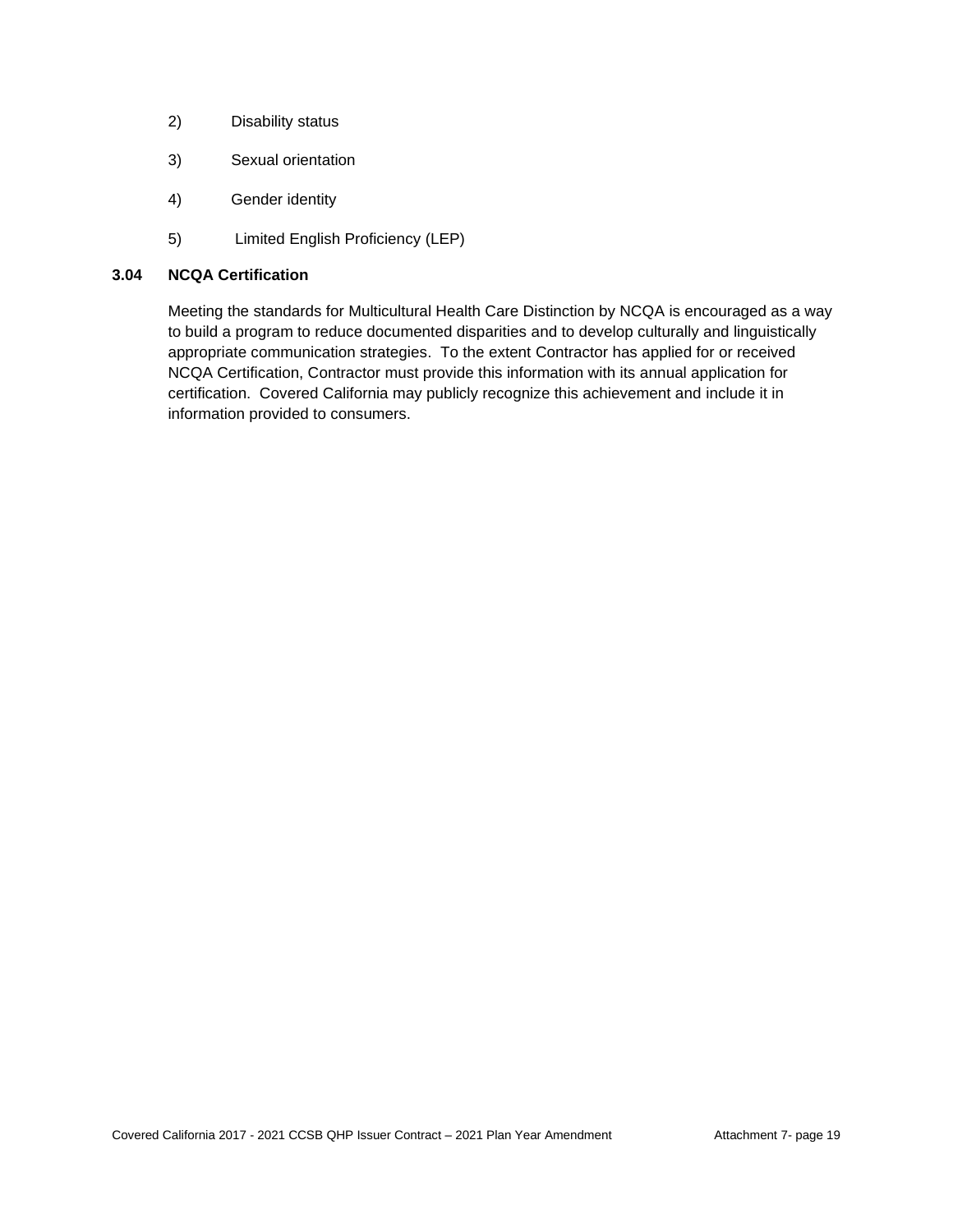2) Disability status

3) Sexual orientation

4) Gender identity

5) Limited English Proficiency (LEP)

### 3.04 NCQA Certification

Meeting the standards for Multicultural Health Care Distinction by NCQA is encouraged as a way to build a program to reduce documented disparities and to develop culturally and linguistically appropriate communication strategies. To the extent Contractor has applied for or received NCQA Certification, Contractor must provide this information with its annual application for certification. Covered California may publicly recognize this achievement and include it in information provided to consumers.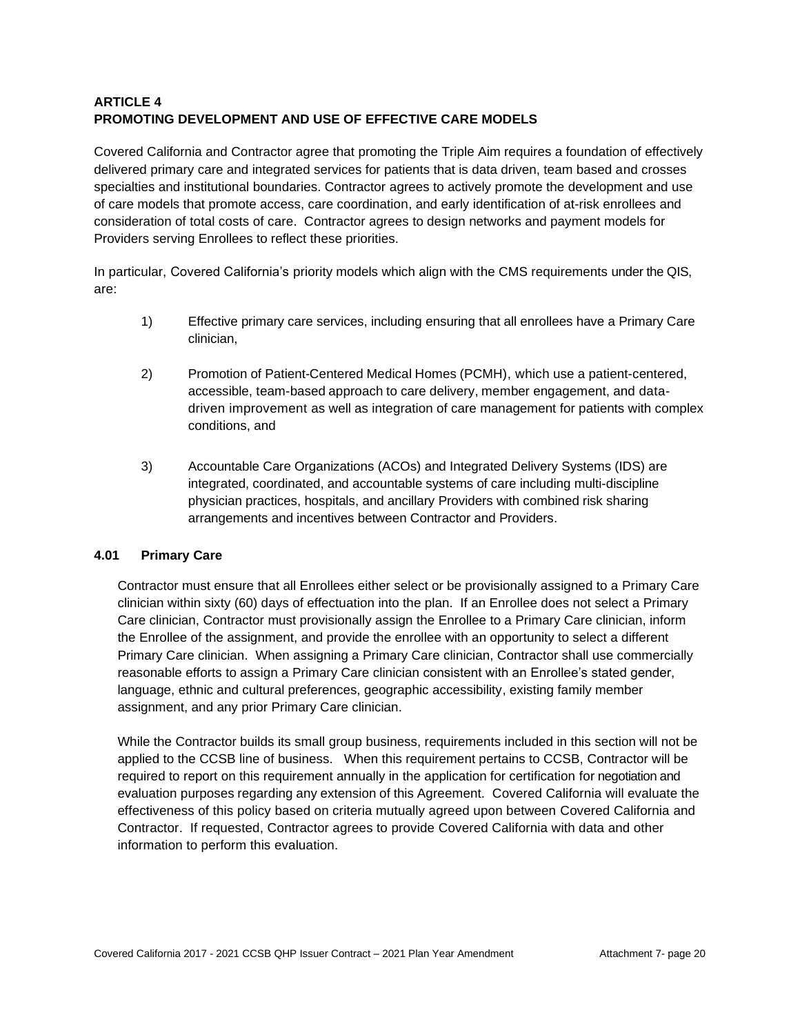## ARTICLE 4
## PROMOTING DEVELOPMENT AND USE OF EFFECTIVE CARE MODELS

Covered California and Contractor agree that promoting the Triple Aim requires a foundation of effectively delivered primary care and integrated services for patients that is data driven, team based and crosses specialties and institutional boundaries. Contractor agrees to actively promote the development and use of care models that promote access, care coordination, and early identification of at-risk enrollees and consideration of total costs of care. Contractor agrees to design networks and payment models for Providers serving Enrollees to reflect these priorities.

In particular, Covered California's priority models which align with the CMS requirements under the QIS, are:

1) Effective primary care services, including ensuring that all enrollees have a Primary Care clinician,

2) Promotion of Patient-Centered Medical Homes (PCMH), which use a patient-centered, accessible, team-based approach to care delivery, member engagement, and data-driven improvement as well as integration of care management for patients with complex conditions, and

3) Accountable Care Organizations (ACOs) and Integrated Delivery Systems (IDS) are integrated, coordinated, and accountable systems of care including multi-discipline physician practices, hospitals, and ancillary Providers with combined risk sharing arrangements and incentives between Contractor and Providers.

### 4.01 Primary Care

Contractor must ensure that all Enrollees either select or be provisionally assigned to a Primary Care clinician within sixty (60) days of effectuation into the plan. If an Enrollee does not select a Primary Care clinician, Contractor must provisionally assign the Enrollee to a Primary Care clinician, inform the Enrollee of the assignment, and provide the enrollee with an opportunity to select a different Primary Care clinician. When assigning a Primary Care clinician, Contractor shall use commercially reasonable efforts to assign a Primary Care clinician consistent with an Enrollee's stated gender, language, ethnic and cultural preferences, geographic accessibility, existing family member assignment, and any prior Primary Care clinician.

While the Contractor builds its small group business, requirements included in this section will not be applied to the CCSB line of business. When this requirement pertains to CCSB, Contractor will be required to report on this requirement annually in the application for certification for negotiation and evaluation purposes regarding any extension of this Agreement. Covered California will evaluate the effectiveness of this policy based on criteria mutually agreed upon between Covered California and Contractor. If requested, Contractor agrees to provide Covered California with data and other information to perform this evaluation.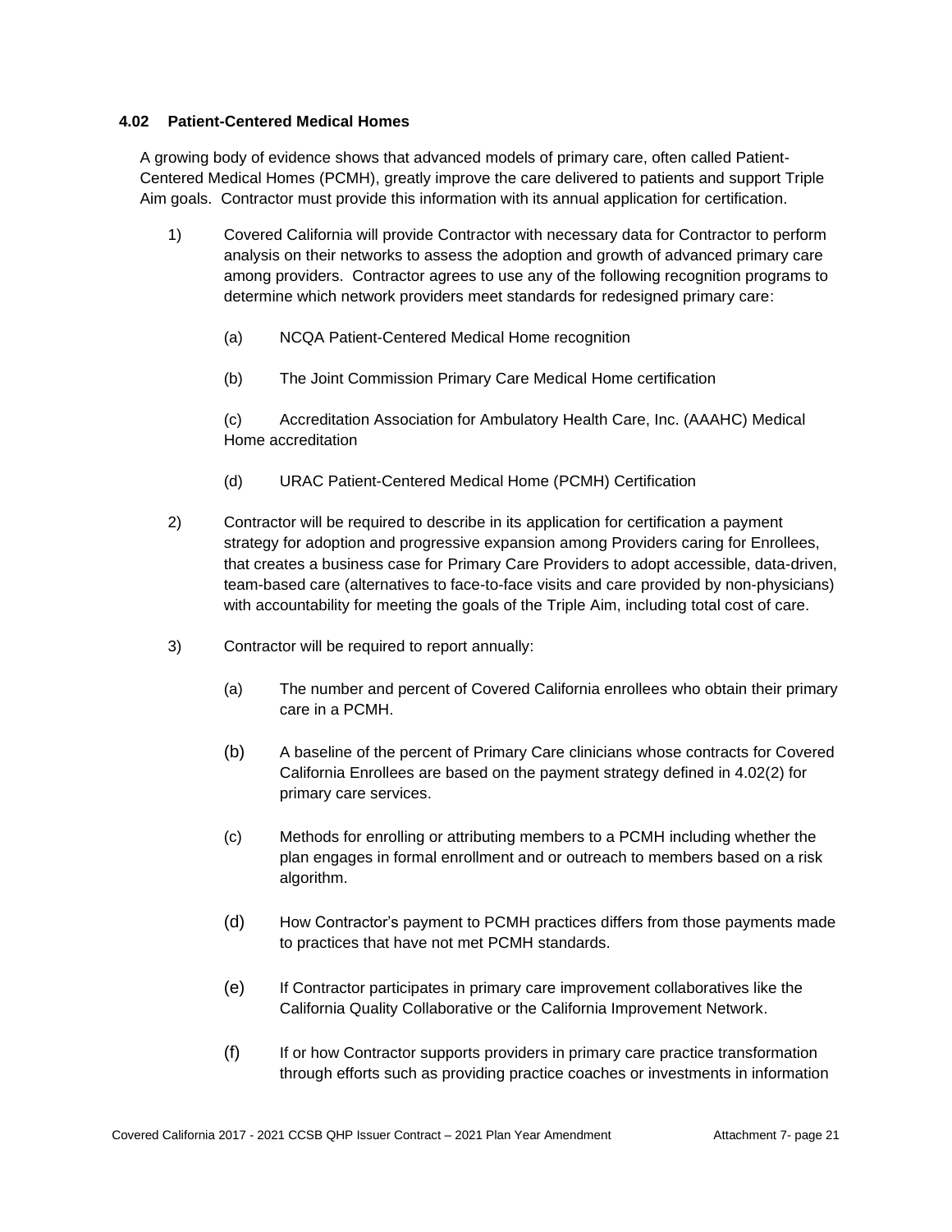### 4.02 Patient-Centered Medical Homes

A growing body of evidence shows that advanced models of primary care, often called Patient-Centered Medical Homes (PCMH), greatly improve the care delivered to patients and support Triple Aim goals. Contractor must provide this information with its annual application for certification.

1) Covered California will provide Contractor with necessary data for Contractor to perform analysis on their networks to assess the adoption and growth of advanced primary care among providers. Contractor agrees to use any of the following recognition programs to determine which network providers meet standards for redesigned primary care:

   (a) NCQA Patient-Centered Medical Home recognition

   (b) The Joint Commission Primary Care Medical Home certification

   (c) Accreditation Association for Ambulatory Health Care, Inc. (AAAHC) Medical Home accreditation

   (d) URAC Patient-Centered Medical Home (PCMH) Certification

2) Contractor will be required to describe in its application for certification a payment strategy for adoption and progressive expansion among Providers caring for Enrollees, that creates a business case for Primary Care Providers to adopt accessible, data-driven, team-based care (alternatives to face-to-face visits and care provided by non-physicians) with accountability for meeting the goals of the Triple Aim, including total cost of care.

3) Contractor will be required to report annually:

   (a) The number and percent of Covered California enrollees who obtain their primary care in a PCMH.

   (b) A baseline of the percent of Primary Care clinicians whose contracts for Covered California Enrollees are based on the payment strategy defined in 4.02(2) for primary care services.

   (c) Methods for enrolling or attributing members to a PCMH including whether the plan engages in formal enrollment and or outreach to members based on a risk algorithm.

   (d) How Contractor's payment to PCMH practices differs from those payments made to practices that have not met PCMH standards.

   (e) If Contractor participates in primary care improvement collaboratives like the California Quality Collaborative or the California Improvement Network.

   (f) If or how Contractor supports providers in primary care practice transformation through efforts such as providing practice coaches or investments in information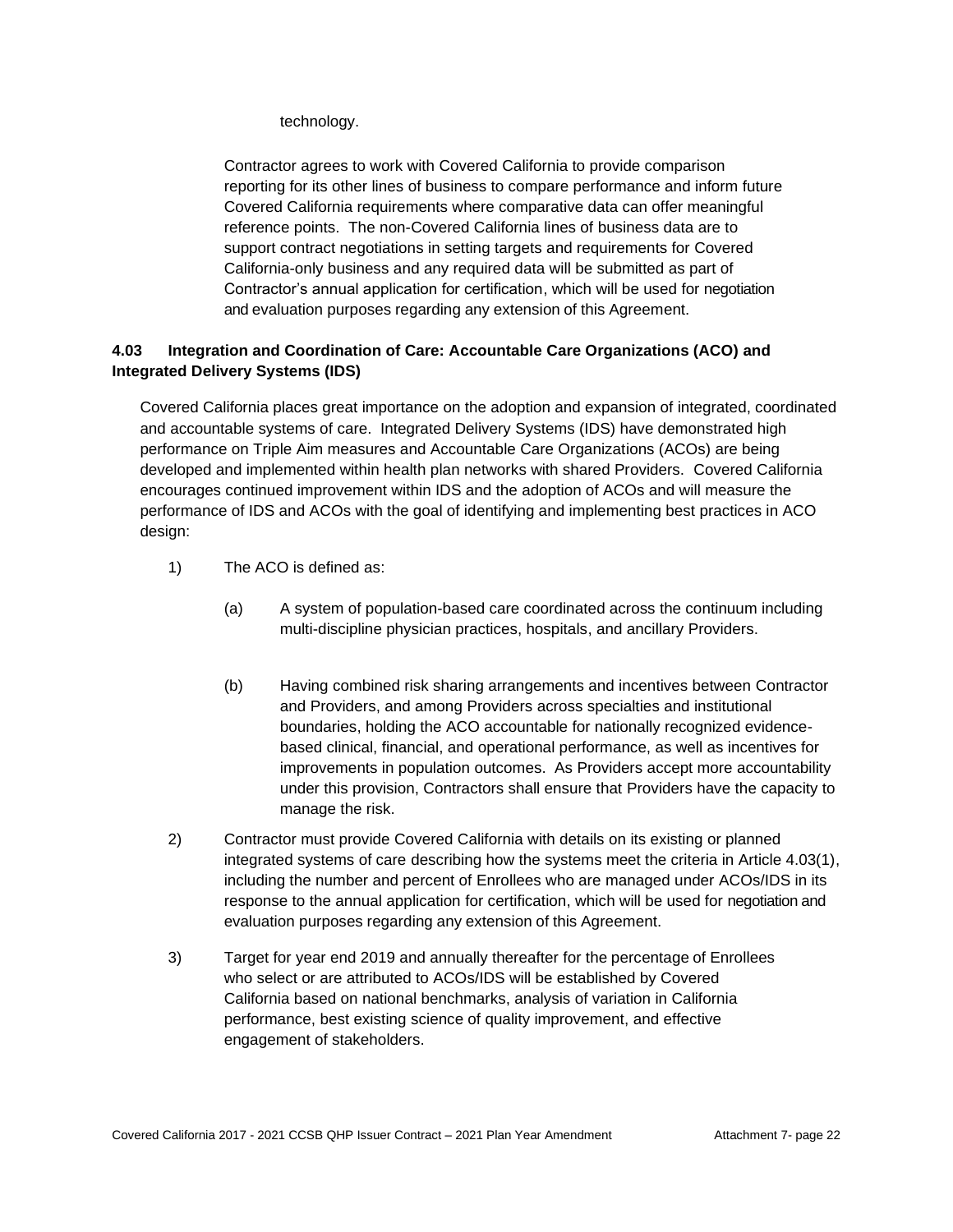technology.

Contractor agrees to work with Covered California to provide comparison reporting for its other lines of business to compare performance and inform future Covered California requirements where comparative data can offer meaningful reference points. The non-Covered California lines of business data are to support contract negotiations in setting targets and requirements for Covered California-only business and any required data will be submitted as part of Contractor's annual application for certification, which will be used for negotiation and evaluation purposes regarding any extension of this Agreement.

### 4.03 Integration and Coordination of Care: Accountable Care Organizations (ACO) and Integrated Delivery Systems (IDS)

Covered California places great importance on the adoption and expansion of integrated, coordinated and accountable systems of care. Integrated Delivery Systems (IDS) have demonstrated high performance on Triple Aim measures and Accountable Care Organizations (ACOs) are being developed and implemented within health plan networks with shared Providers. Covered California encourages continued improvement within IDS and the adoption of ACOs and will measure the performance of IDS and ACOs with the goal of identifying and implementing best practices in ACO design:

1) The ACO is defined as:

   (a) A system of population-based care coordinated across the continuum including multi-discipline physician practices, hospitals, and ancillary Providers.

   (b) Having combined risk sharing arrangements and incentives between Contractor and Providers, and among Providers across specialties and institutional boundaries, holding the ACO accountable for nationally recognized evidence-based clinical, financial, and operational performance, as well as incentives for improvements in population outcomes. As Providers accept more accountability under this provision, Contractors shall ensure that Providers have the capacity to manage the risk.

2) Contractor must provide Covered California with details on its existing or planned integrated systems of care describing how the systems meet the criteria in Article 4.03(1), including the number and percent of Enrollees who are managed under ACOs/IDS in its response to the annual application for certification, which will be used for negotiation and evaluation purposes regarding any extension of this Agreement.

3) Target for year end 2019 and annually thereafter for the percentage of Enrollees who select or are attributed to ACOs/IDS will be established by Covered California based on national benchmarks, analysis of variation in California performance, best existing science of quality improvement, and effective engagement of stakeholders.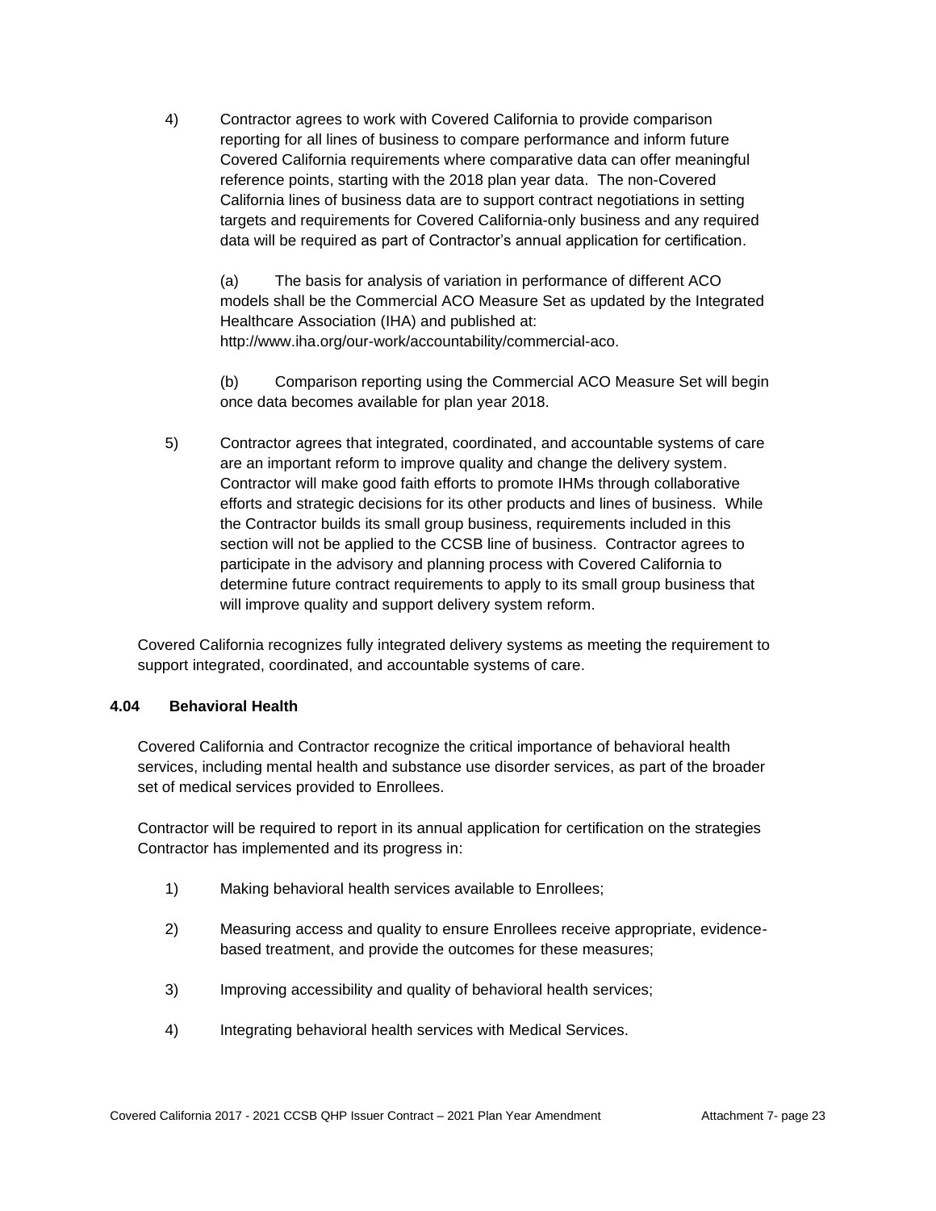4) Contractor agrees to work with Covered California to provide comparison reporting for all lines of business to compare performance and inform future Covered California requirements where comparative data can offer meaningful reference points, starting with the 2018 plan year data. The non-Covered California lines of business data are to support contract negotiations in setting targets and requirements for Covered California-only business and any required data will be required as part of Contractor's annual application for certification.

   (a) The basis for analysis of variation in performance of different ACO models shall be the Commercial ACO Measure Set as updated by the Integrated Healthcare Association (IHA) and published at: http://www.iha.org/our-work/accountability/commercial-aco.

   (b) Comparison reporting using the Commercial ACO Measure Set will begin once data becomes available for plan year 2018.

5) Contractor agrees that integrated, coordinated, and accountable systems of care are an important reform to improve quality and change the delivery system. Contractor will make good faith efforts to promote IHMs through collaborative efforts and strategic decisions for its other products and lines of business. While the Contractor builds its small group business, requirements included in this section will not be applied to the CCSB line of business. Contractor agrees to participate in the advisory and planning process with Covered California to determine future contract requirements to apply to its small group business that will improve quality and support delivery system reform.

Covered California recognizes fully integrated delivery systems as meeting the requirement to support integrated, coordinated, and accountable systems of care.

### 4.04 Behavioral Health

Covered California and Contractor recognize the critical importance of behavioral health services, including mental health and substance use disorder services, as part of the broader set of medical services provided to Enrollees.

Contractor will be required to report in its annual application for certification on the strategies Contractor has implemented and its progress in:

1) Making behavioral health services available to Enrollees;

2) Measuring access and quality to ensure Enrollees receive appropriate, evidence-based treatment, and provide the outcomes for these measures;

3) Improving accessibility and quality of behavioral health services;

4) Integrating behavioral health services with Medical Services.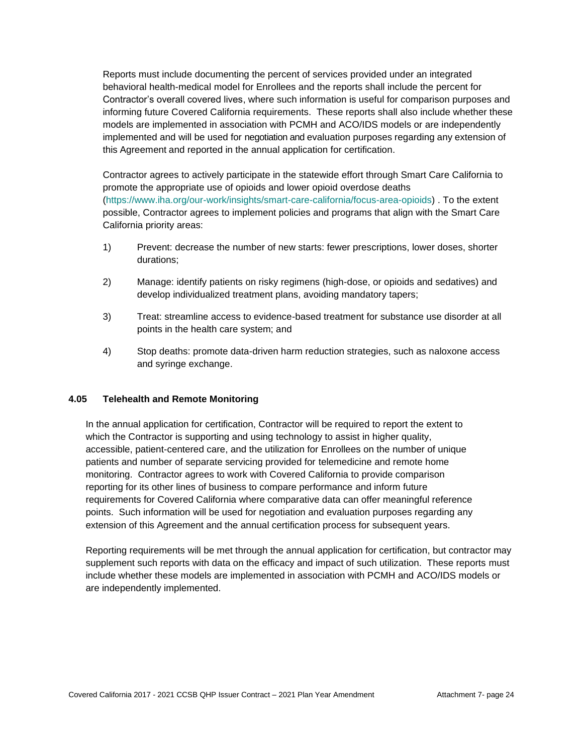Reports must include documenting the percent of services provided under an integrated behavioral health-medical model for Enrollees and the reports shall include the percent for Contractor's overall covered lives, where such information is useful for comparison purposes and informing future Covered California requirements. These reports shall also include whether these models are implemented in association with PCMH and ACO/IDS models or are independently implemented and will be used for negotiation and evaluation purposes regarding any extension of this Agreement and reported in the annual application for certification.

Contractor agrees to actively participate in the statewide effort through Smart Care California to promote the appropriate use of opioids and lower opioid overdose deaths (https://www.iha.org/our-work/insights/smart-care-california/focus-area-opioids) . To the extent possible, Contractor agrees to implement policies and programs that align with the Smart Care California priority areas:

1) Prevent: decrease the number of new starts: fewer prescriptions, lower doses, shorter durations;

2) Manage: identify patients on risky regimens (high-dose, or opioids and sedatives) and develop individualized treatment plans, avoiding mandatory tapers;

3) Treat: streamline access to evidence-based treatment for substance use disorder at all points in the health care system; and

4) Stop deaths: promote data-driven harm reduction strategies, such as naloxone access and syringe exchange.

### 4.05 Telehealth and Remote Monitoring

In the annual application for certification, Contractor will be required to report the extent to which the Contractor is supporting and using technology to assist in higher quality, accessible, patient-centered care, and the utilization for Enrollees on the number of unique patients and number of separate servicing provided for telemedicine and remote home monitoring. Contractor agrees to work with Covered California to provide comparison reporting for its other lines of business to compare performance and inform future requirements for Covered California where comparative data can offer meaningful reference points. Such information will be used for negotiation and evaluation purposes regarding any extension of this Agreement and the annual certification process for subsequent years.

Reporting requirements will be met through the annual application for certification, but contractor may supplement such reports with data on the efficacy and impact of such utilization. These reports must include whether these models are implemented in association with PCMH and ACO/IDS models or are independently implemented.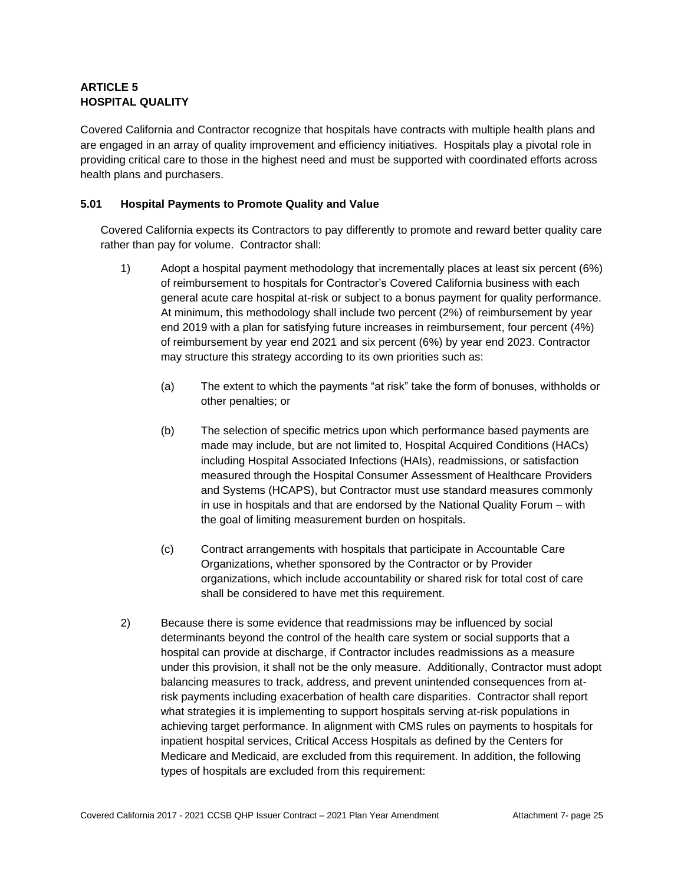## ARTICLE 5
## HOSPITAL QUALITY

Covered California and Contractor recognize that hospitals have contracts with multiple health plans and are engaged in an array of quality improvement and efficiency initiatives. Hospitals play a pivotal role in providing critical care to those in the highest need and must be supported with coordinated efforts across health plans and purchasers.

### 5.01 Hospital Payments to Promote Quality and Value

Covered California expects its Contractors to pay differently to promote and reward better quality care rather than pay for volume. Contractor shall:

1) Adopt a hospital payment methodology that incrementally places at least six percent (6%) of reimbursement to hospitals for Contractor's Covered California business with each general acute care hospital at-risk or subject to a bonus payment for quality performance. At minimum, this methodology shall include two percent (2%) of reimbursement by year end 2019 with a plan for satisfying future increases in reimbursement, four percent (4%) of reimbursement by year end 2021 and six percent (6%) by year end 2023. Contractor may structure this strategy according to its own priorities such as:

   (a) The extent to which the payments "at risk" take the form of bonuses, withholds or other penalties; or

   (b) The selection of specific metrics upon which performance based payments are made may include, but are not limited to, Hospital Acquired Conditions (HACs) including Hospital Associated Infections (HAIs), readmissions, or satisfaction measured through the Hospital Consumer Assessment of Healthcare Providers and Systems (HCAPS), but Contractor must use standard measures commonly in use in hospitals and that are endorsed by the National Quality Forum – with the goal of limiting measurement burden on hospitals.

   (c) Contract arrangements with hospitals that participate in Accountable Care Organizations, whether sponsored by the Contractor or by Provider organizations, which include accountability or shared risk for total cost of care shall be considered to have met this requirement.

2) Because there is some evidence that readmissions may be influenced by social determinants beyond the control of the health care system or social supports that a hospital can provide at discharge, if Contractor includes readmissions as a measure under this provision, it shall not be the only measure. Additionally, Contractor must adopt balancing measures to track, address, and prevent unintended consequences from at-risk payments including exacerbation of health care disparities. Contractor shall report what strategies it is implementing to support hospitals serving at-risk populations in achieving target performance. In alignment with CMS rules on payments to hospitals for inpatient hospital services, Critical Access Hospitals as defined by the Centers for Medicare and Medicaid, are excluded from this requirement. In addition, the following types of hospitals are excluded from this requirement: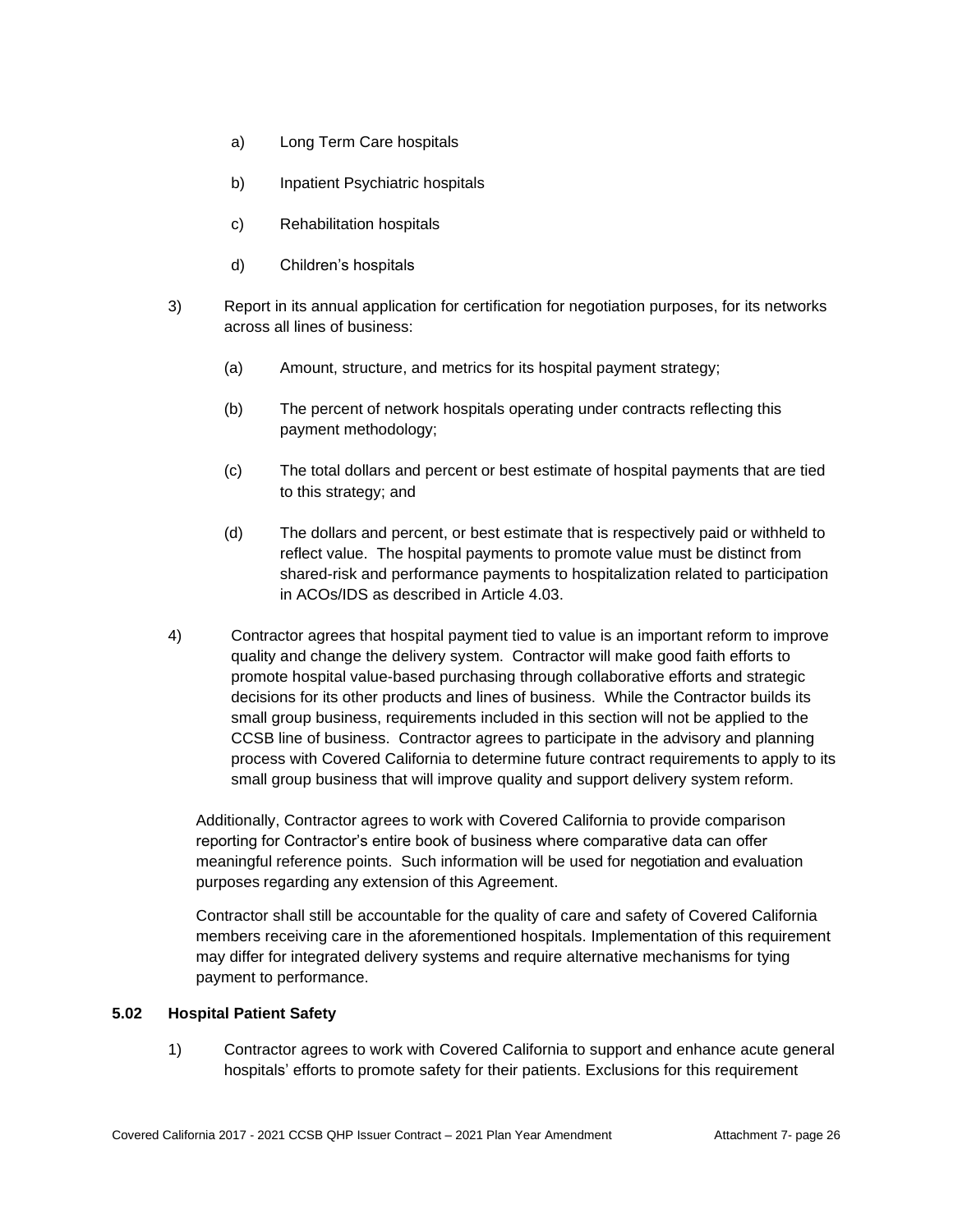a) Long Term Care hospitals

b) Inpatient Psychiatric hospitals

c) Rehabilitation hospitals

d) Children's hospitals

3) Report in its annual application for certification for negotiation purposes, for its networks across all lines of business:

   (a) Amount, structure, and metrics for its hospital payment strategy;

   (b) The percent of network hospitals operating under contracts reflecting this payment methodology;

   (c) The total dollars and percent or best estimate of hospital payments that are tied to this strategy; and

   (d) The dollars and percent, or best estimate that is respectively paid or withheld to reflect value. The hospital payments to promote value must be distinct from shared-risk and performance payments to hospitalization related to participation in ACOs/IDS as described in Article 4.03.

4) Contractor agrees that hospital payment tied to value is an important reform to improve quality and change the delivery system. Contractor will make good faith efforts to promote hospital value-based purchasing through collaborative efforts and strategic decisions for its other products and lines of business. While the Contractor builds its small group business, requirements included in this section will not be applied to the CCSB line of business. Contractor agrees to participate in the advisory and planning process with Covered California to determine future contract requirements to apply to its small group business that will improve quality and support delivery system reform.

Additionally, Contractor agrees to work with Covered California to provide comparison reporting for Contractor's entire book of business where comparative data can offer meaningful reference points. Such information will be used for negotiation and evaluation purposes regarding any extension of this Agreement.

Contractor shall still be accountable for the quality of care and safety of Covered California members receiving care in the aforementioned hospitals. Implementation of this requirement may differ for integrated delivery systems and require alternative mechanisms for tying payment to performance.

**5.02 Hospital Patient Safety**

1) Contractor agrees to work with Covered California to support and enhance acute general hospitals' efforts to promote safety for their patients. Exclusions for this requirement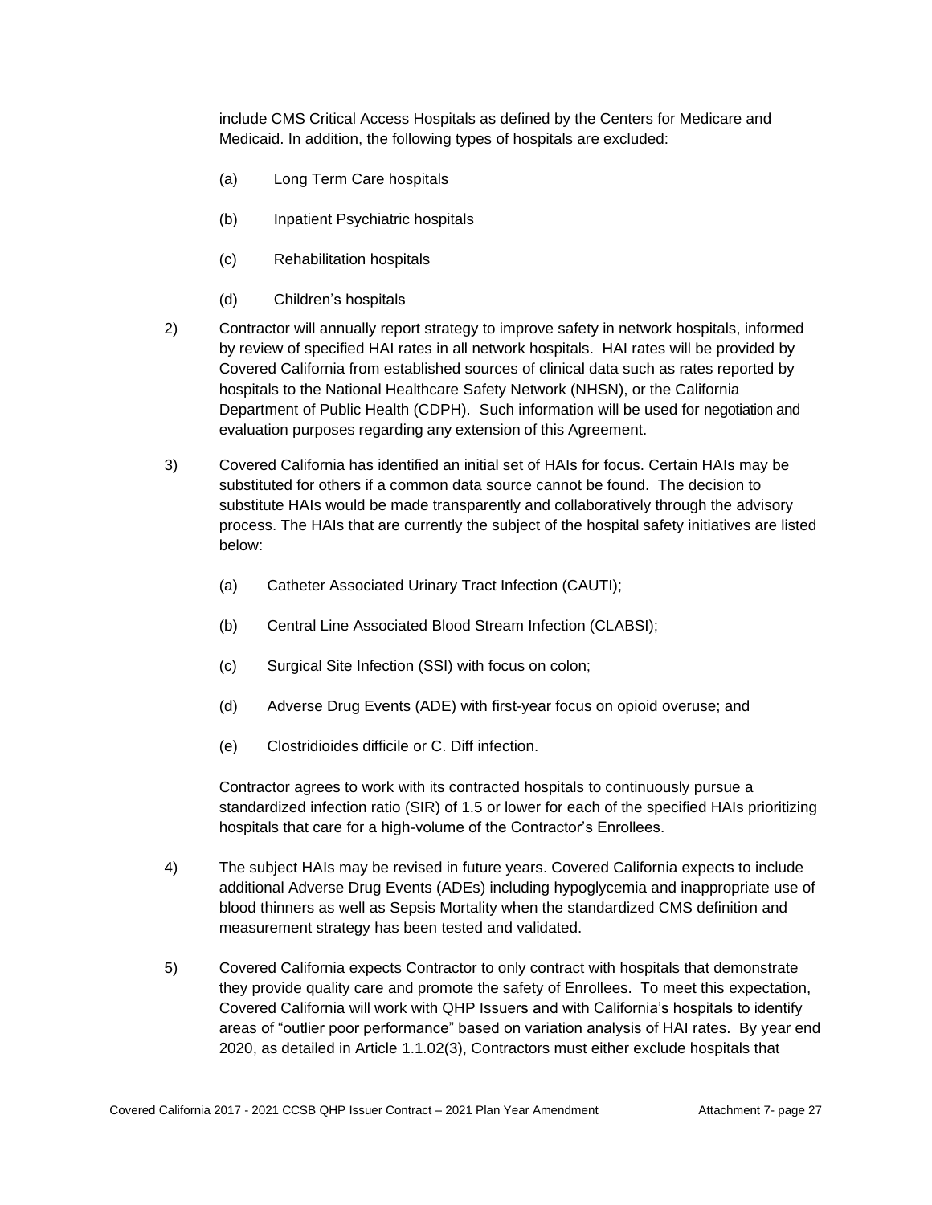include CMS Critical Access Hospitals as defined by the Centers for Medicare and Medicaid. In addition, the following types of hospitals are excluded:

(a) Long Term Care hospitals

(b) Inpatient Psychiatric hospitals

(c) Rehabilitation hospitals

(d) Children's hospitals

2) Contractor will annually report strategy to improve safety in network hospitals, informed by review of specified HAI rates in all network hospitals. HAI rates will be provided by Covered California from established sources of clinical data such as rates reported by hospitals to the National Healthcare Safety Network (NHSN), or the California Department of Public Health (CDPH). Such information will be used for negotiation and evaluation purposes regarding any extension of this Agreement.

3) Covered California has identified an initial set of HAIs for focus. Certain HAIs may be substituted for others if a common data source cannot be found. The decision to substitute HAIs would be made transparently and collaboratively through the advisory process. The HAIs that are currently the subject of the hospital safety initiatives are listed below:

(a) Catheter Associated Urinary Tract Infection (CAUTI);

(b) Central Line Associated Blood Stream Infection (CLABSI);

(c) Surgical Site Infection (SSI) with focus on colon;

(d) Adverse Drug Events (ADE) with first-year focus on opioid overuse; and

(e) Clostridioides difficile or C. Diff infection.

Contractor agrees to work with its contracted hospitals to continuously pursue a standardized infection ratio (SIR) of 1.5 or lower for each of the specified HAIs prioritizing hospitals that care for a high-volume of the Contractor's Enrollees.

4) The subject HAIs may be revised in future years. Covered California expects to include additional Adverse Drug Events (ADEs) including hypoglycemia and inappropriate use of blood thinners as well as Sepsis Mortality when the standardized CMS definition and measurement strategy has been tested and validated.

5) Covered California expects Contractor to only contract with hospitals that demonstrate they provide quality care and promote the safety of Enrollees. To meet this expectation, Covered California will work with QHP Issuers and with California's hospitals to identify areas of "outlier poor performance" based on variation analysis of HAI rates. By year end 2020, as detailed in Article 1.1.02(3), Contractors must either exclude hospitals that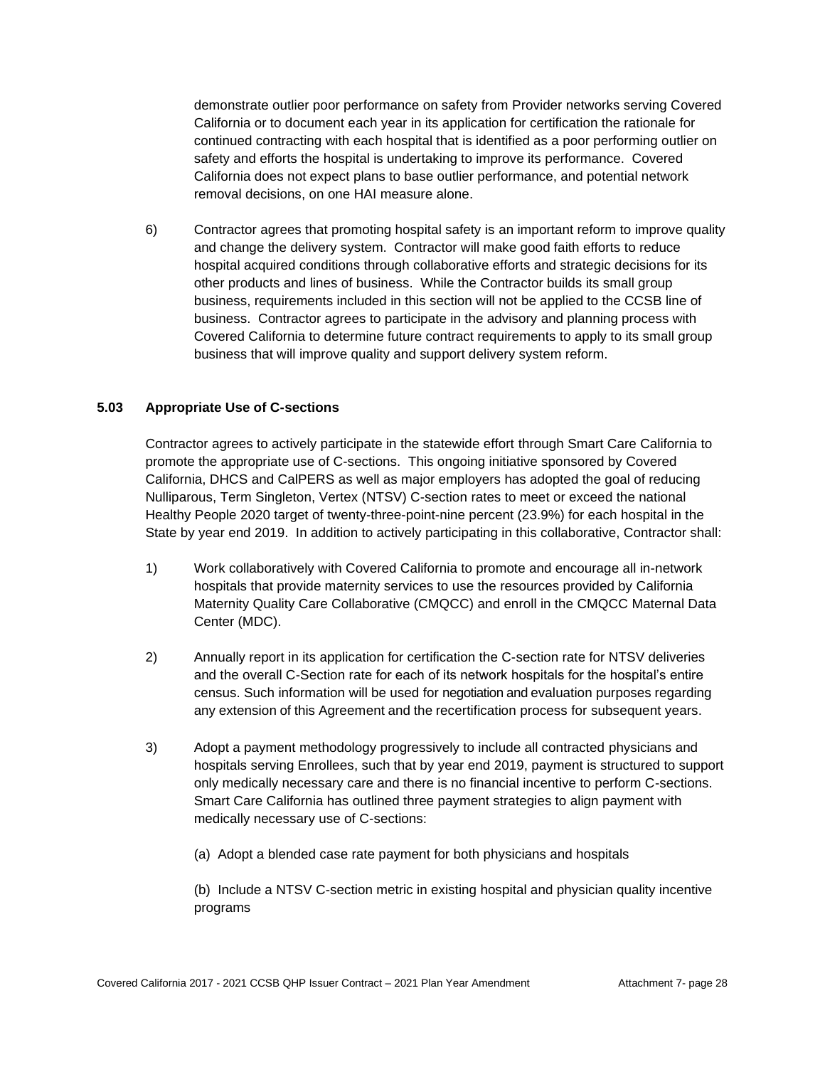demonstrate outlier poor performance on safety from Provider networks serving Covered California or to document each year in its application for certification the rationale for continued contracting with each hospital that is identified as a poor performing outlier on safety and efforts the hospital is undertaking to improve its performance. Covered California does not expect plans to base outlier performance, and potential network removal decisions, on one HAI measure alone.

6) Contractor agrees that promoting hospital safety is an important reform to improve quality and change the delivery system. Contractor will make good faith efforts to reduce hospital acquired conditions through collaborative efforts and strategic decisions for its other products and lines of business. While the Contractor builds its small group business, requirements included in this section will not be applied to the CCSB line of business. Contractor agrees to participate in the advisory and planning process with Covered California to determine future contract requirements to apply to its small group business that will improve quality and support delivery system reform.

**5.03 Appropriate Use of C-sections**

Contractor agrees to actively participate in the statewide effort through Smart Care California to promote the appropriate use of C-sections. This ongoing initiative sponsored by Covered California, DHCS and CalPERS as well as major employers has adopted the goal of reducing Nulliparous, Term Singleton, Vertex (NTSV) C-section rates to meet or exceed the national Healthy People 2020 target of twenty-three-point-nine percent (23.9%) for each hospital in the State by year end 2019. In addition to actively participating in this collaborative, Contractor shall:

1) Work collaboratively with Covered California to promote and encourage all in-network hospitals that provide maternity services to use the resources provided by California Maternity Quality Care Collaborative (CMQCC) and enroll in the CMQCC Maternal Data Center (MDC).

2) Annually report in its application for certification the C-section rate for NTSV deliveries and the overall C-Section rate for each of its network hospitals for the hospital's entire census. Such information will be used for negotiation and evaluation purposes regarding any extension of this Agreement and the recertification process for subsequent years.

3) Adopt a payment methodology progressively to include all contracted physicians and hospitals serving Enrollees, such that by year end 2019, payment is structured to support only medically necessary care and there is no financial incentive to perform C-sections. Smart Care California has outlined three payment strategies to align payment with medically necessary use of C-sections:

   (a) Adopt a blended case rate payment for both physicians and hospitals

   (b) Include a NTSV C-section metric in existing hospital and physician quality incentive programs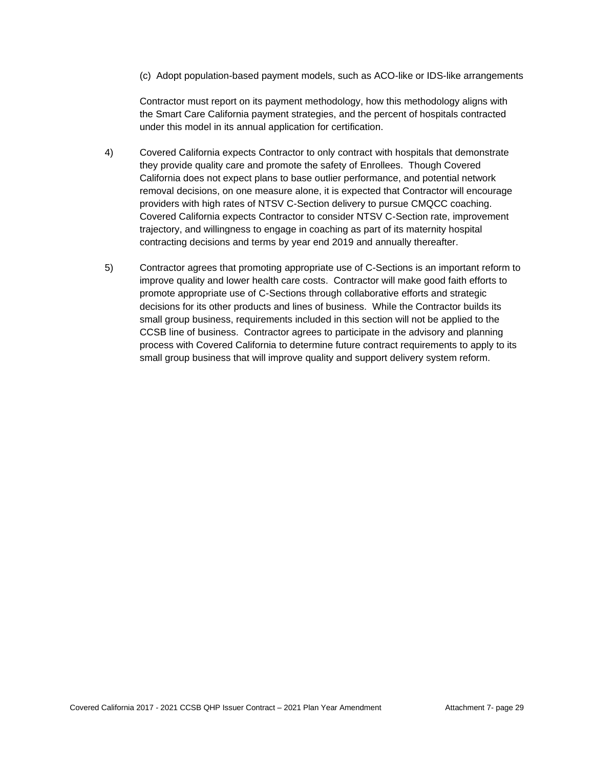(c) Adopt population-based payment models, such as ACO-like or IDS-like arrangements

Contractor must report on its payment methodology, how this methodology aligns with the Smart Care California payment strategies, and the percent of hospitals contracted under this model in its annual application for certification.

4) Covered California expects Contractor to only contract with hospitals that demonstrate they provide quality care and promote the safety of Enrollees. Though Covered California does not expect plans to base outlier performance, and potential network removal decisions, on one measure alone, it is expected that Contractor will encourage providers with high rates of NTSV C-Section delivery to pursue CMQCC coaching. Covered California expects Contractor to consider NTSV C-Section rate, improvement trajectory, and willingness to engage in coaching as part of its maternity hospital contracting decisions and terms by year end 2019 and annually thereafter.

5) Contractor agrees that promoting appropriate use of C-Sections is an important reform to improve quality and lower health care costs. Contractor will make good faith efforts to promote appropriate use of C-Sections through collaborative efforts and strategic decisions for its other products and lines of business. While the Contractor builds its small group business, requirements included in this section will not be applied to the CCSB line of business. Contractor agrees to participate in the advisory and planning process with Covered California to determine future contract requirements to apply to its small group business that will improve quality and support delivery system reform.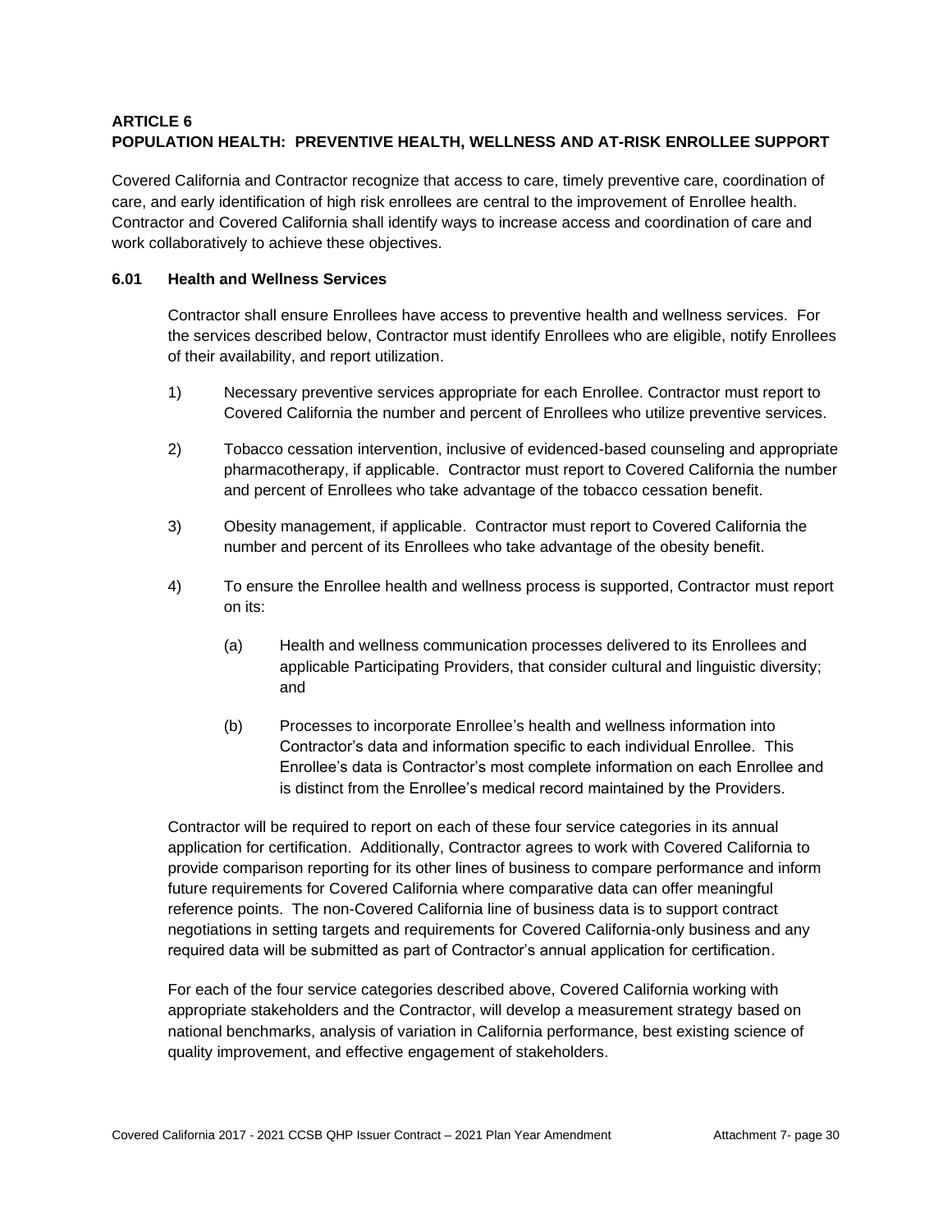## ARTICLE 6
## POPULATION HEALTH: PREVENTIVE HEALTH, WELLNESS AND AT-RISK ENROLLEE SUPPORT

Covered California and Contractor recognize that access to care, timely preventive care, coordination of care, and early identification of high risk enrollees are central to the improvement of Enrollee health. Contractor and Covered California shall identify ways to increase access and coordination of care and work collaboratively to achieve these objectives.

### 6.01 Health and Wellness Services

Contractor shall ensure Enrollees have access to preventive health and wellness services. For the services described below, Contractor must identify Enrollees who are eligible, notify Enrollees of their availability, and report utilization.

1) Necessary preventive services appropriate for each Enrollee. Contractor must report to Covered California the number and percent of Enrollees who utilize preventive services.

2) Tobacco cessation intervention, inclusive of evidenced-based counseling and appropriate pharmacotherapy, if applicable. Contractor must report to Covered California the number and percent of Enrollees who take advantage of the tobacco cessation benefit.

3) Obesity management, if applicable. Contractor must report to Covered California the number and percent of its Enrollees who take advantage of the obesity benefit.

4) To ensure the Enrollee health and wellness process is supported, Contractor must report on its:

   (a) Health and wellness communication processes delivered to its Enrollees and applicable Participating Providers, that consider cultural and linguistic diversity; and

   (b) Processes to incorporate Enrollee's health and wellness information into Contractor's data and information specific to each individual Enrollee. This Enrollee's data is Contractor's most complete information on each Enrollee and is distinct from the Enrollee's medical record maintained by the Providers.

Contractor will be required to report on each of these four service categories in its annual application for certification. Additionally, Contractor agrees to work with Covered California to provide comparison reporting for its other lines of business to compare performance and inform future requirements for Covered California where comparative data can offer meaningful reference points. The non-Covered California line of business data is to support contract negotiations in setting targets and requirements for Covered California-only business and any required data will be submitted as part of Contractor's annual application for certification.

For each of the four service categories described above, Covered California working with appropriate stakeholders and the Contractor, will develop a measurement strategy based on national benchmarks, analysis of variation in California performance, best existing science of quality improvement, and effective engagement of stakeholders.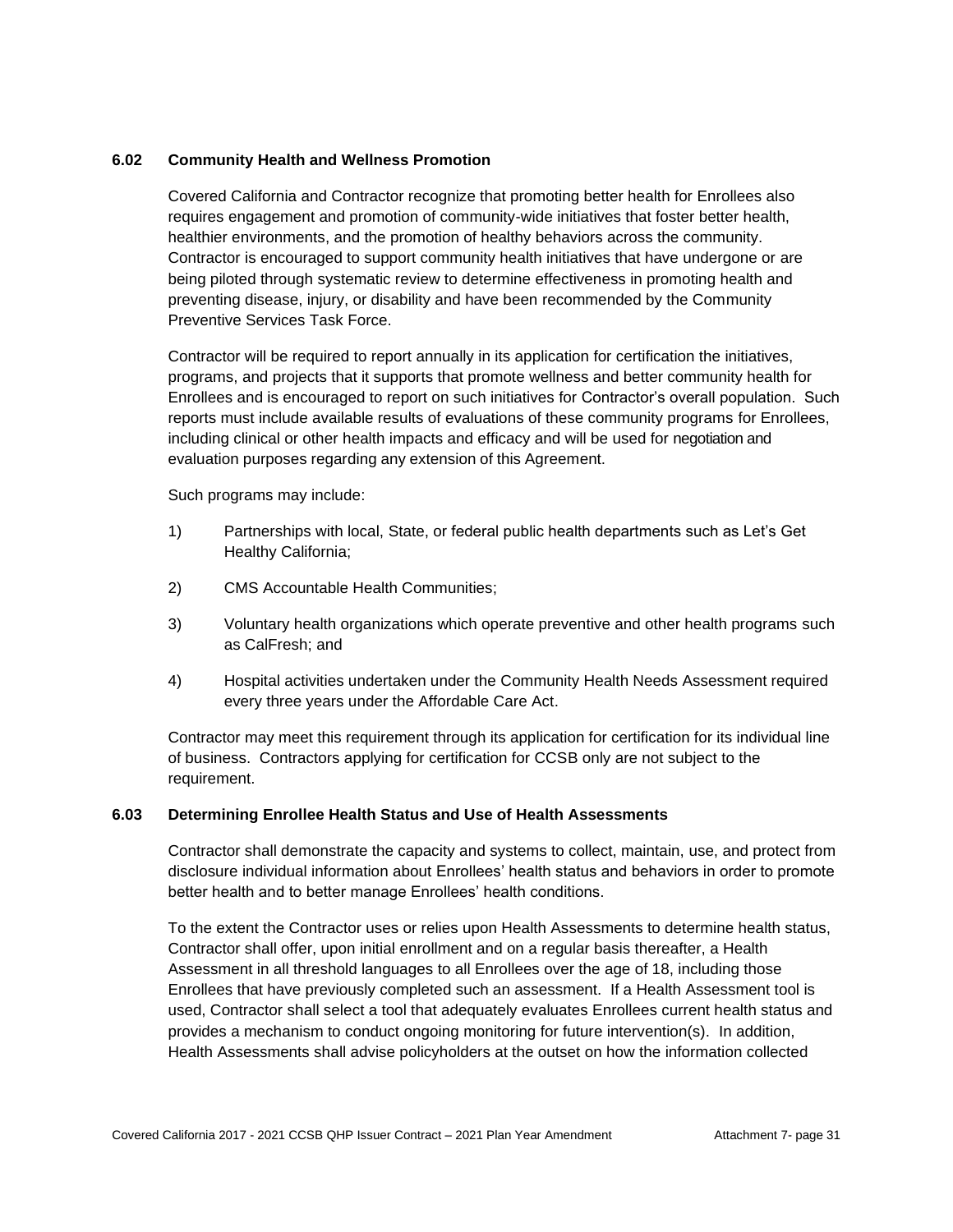### 6.02 Community Health and Wellness Promotion

Covered California and Contractor recognize that promoting better health for Enrollees also requires engagement and promotion of community-wide initiatives that foster better health, healthier environments, and the promotion of healthy behaviors across the community. Contractor is encouraged to support community health initiatives that have undergone or are being piloted through systematic review to determine effectiveness in promoting health and preventing disease, injury, or disability and have been recommended by the Community Preventive Services Task Force.

Contractor will be required to report annually in its application for certification the initiatives, programs, and projects that it supports that promote wellness and better community health for Enrollees and is encouraged to report on such initiatives for Contractor's overall population. Such reports must include available results of evaluations of these community programs for Enrollees, including clinical or other health impacts and efficacy and will be used for negotiation and evaluation purposes regarding any extension of this Agreement.

Such programs may include:

1) Partnerships with local, State, or federal public health departments such as Let's Get Healthy California;

2) CMS Accountable Health Communities;

3) Voluntary health organizations which operate preventive and other health programs such as CalFresh; and

4) Hospital activities undertaken under the Community Health Needs Assessment required every three years under the Affordable Care Act.

Contractor may meet this requirement through its application for certification for its individual line of business. Contractors applying for certification for CCSB only are not subject to the requirement.

### 6.03 Determining Enrollee Health Status and Use of Health Assessments

Contractor shall demonstrate the capacity and systems to collect, maintain, use, and protect from disclosure individual information about Enrollees' health status and behaviors in order to promote better health and to better manage Enrollees' health conditions.

To the extent the Contractor uses or relies upon Health Assessments to determine health status, Contractor shall offer, upon initial enrollment and on a regular basis thereafter, a Health Assessment in all threshold languages to all Enrollees over the age of 18, including those Enrollees that have previously completed such an assessment. If a Health Assessment tool is used, Contractor shall select a tool that adequately evaluates Enrollees current health status and provides a mechanism to conduct ongoing monitoring for future intervention(s). In addition, Health Assessments shall advise policyholders at the outset on how the information collected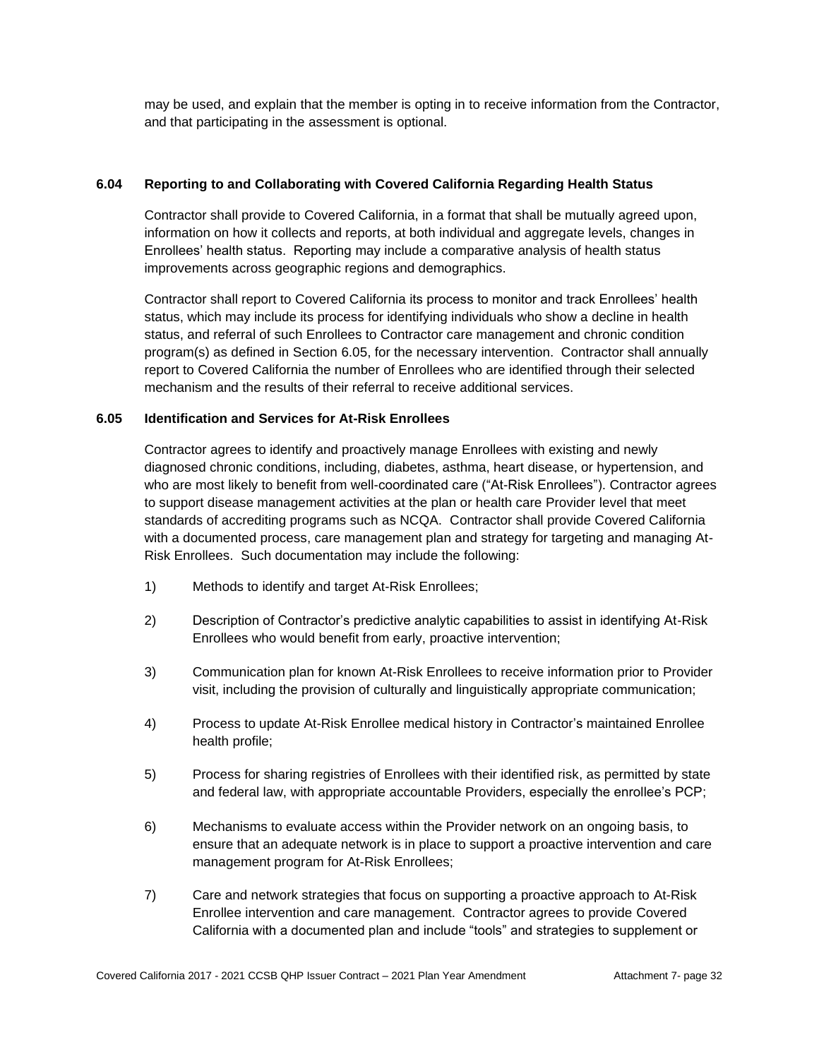may be used, and explain that the member is opting in to receive information from the Contractor, and that participating in the assessment is optional.

### 6.04 Reporting to and Collaborating with Covered California Regarding Health Status

Contractor shall provide to Covered California, in a format that shall be mutually agreed upon, information on how it collects and reports, at both individual and aggregate levels, changes in Enrollees' health status. Reporting may include a comparative analysis of health status improvements across geographic regions and demographics.

Contractor shall report to Covered California its process to monitor and track Enrollees' health status, which may include its process for identifying individuals who show a decline in health status, and referral of such Enrollees to Contractor care management and chronic condition program(s) as defined in Section 6.05, for the necessary intervention. Contractor shall annually report to Covered California the number of Enrollees who are identified through their selected mechanism and the results of their referral to receive additional services.

### 6.05 Identification and Services for At-Risk Enrollees

Contractor agrees to identify and proactively manage Enrollees with existing and newly diagnosed chronic conditions, including, diabetes, asthma, heart disease, or hypertension, and who are most likely to benefit from well-coordinated care ("At-Risk Enrollees"). Contractor agrees to support disease management activities at the plan or health care Provider level that meet standards of accrediting programs such as NCQA. Contractor shall provide Covered California with a documented process, care management plan and strategy for targeting and managing At-Risk Enrollees. Such documentation may include the following:

1) Methods to identify and target At-Risk Enrollees;

2) Description of Contractor's predictive analytic capabilities to assist in identifying At-Risk Enrollees who would benefit from early, proactive intervention;

3) Communication plan for known At-Risk Enrollees to receive information prior to Provider visit, including the provision of culturally and linguistically appropriate communication;

4) Process to update At-Risk Enrollee medical history in Contractor's maintained Enrollee health profile;

5) Process for sharing registries of Enrollees with their identified risk, as permitted by state and federal law, with appropriate accountable Providers, especially the enrollee's PCP;

6) Mechanisms to evaluate access within the Provider network on an ongoing basis, to ensure that an adequate network is in place to support a proactive intervention and care management program for At-Risk Enrollees;

7) Care and network strategies that focus on supporting a proactive approach to At-Risk Enrollee intervention and care management. Contractor agrees to provide Covered California with a documented plan and include "tools" and strategies to supplement or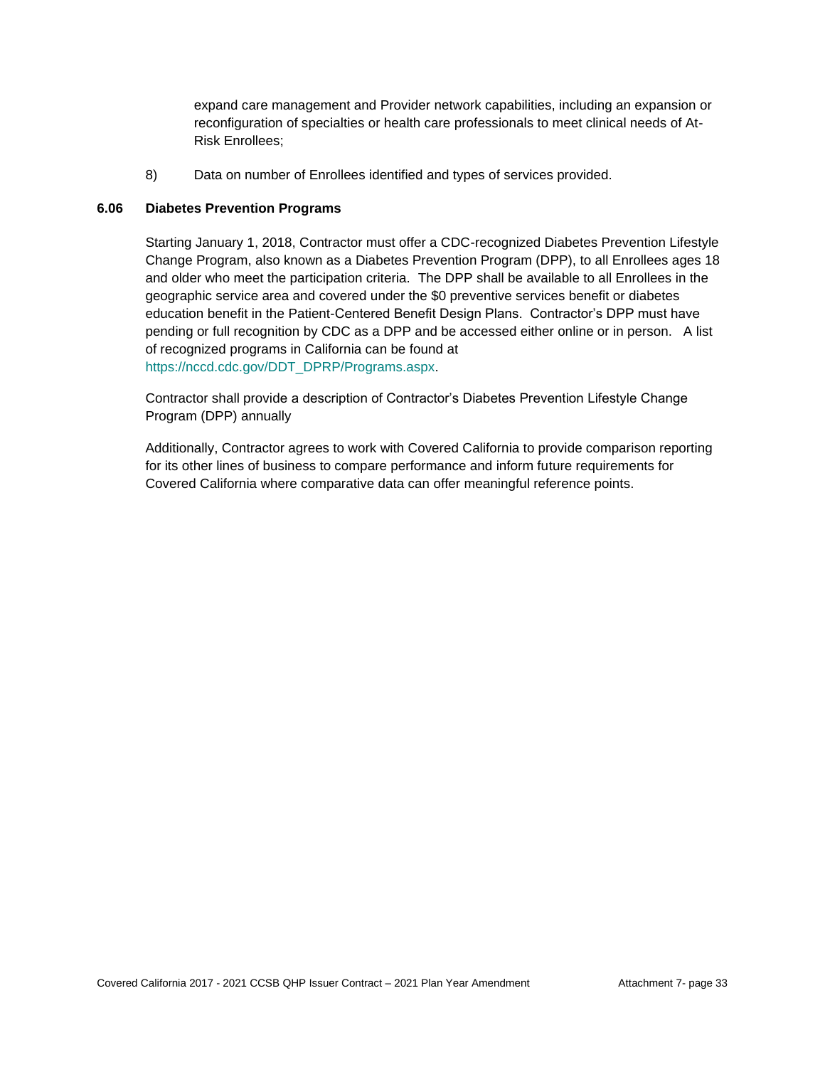expand care management and Provider network capabilities, including an expansion or reconfiguration of specialties or health care professionals to meet clinical needs of At-Risk Enrollees;

8) Data on number of Enrollees identified and types of services provided.

### 6.06 Diabetes Prevention Programs

Starting January 1, 2018, Contractor must offer a CDC-recognized Diabetes Prevention Lifestyle Change Program, also known as a Diabetes Prevention Program (DPP), to all Enrollees ages 18 and older who meet the participation criteria. The DPP shall be available to all Enrollees in the geographic service area and covered under the $0 preventive services benefit or diabetes education benefit in the Patient-Centered Benefit Design Plans. Contractor's DPP must have pending or full recognition by CDC as a DPP and be accessed either online or in person. A list of recognized programs in California can be found at https://nccd.cdc.gov/DDT_DPRP/Programs.aspx.

Contractor shall provide a description of Contractor's Diabetes Prevention Lifestyle Change Program (DPP) annually

Additionally, Contractor agrees to work with Covered California to provide comparison reporting for its other lines of business to compare performance and inform future requirements for Covered California where comparative data can offer meaningful reference points.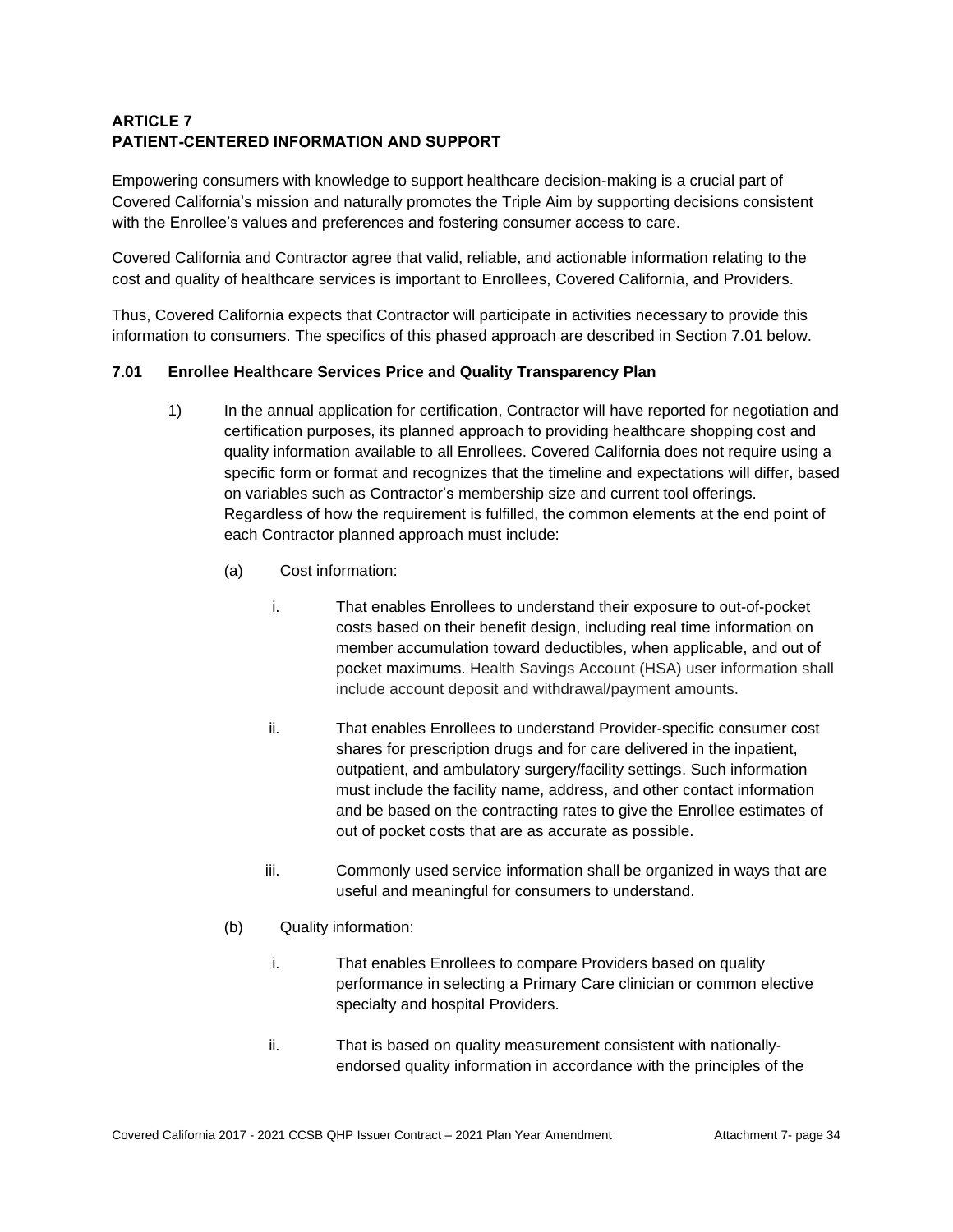## ARTICLE 7
## PATIENT-CENTERED INFORMATION AND SUPPORT

Empowering consumers with knowledge to support healthcare decision-making is a crucial part of Covered California's mission and naturally promotes the Triple Aim by supporting decisions consistent with the Enrollee's values and preferences and fostering consumer access to care.

Covered California and Contractor agree that valid, reliable, and actionable information relating to the cost and quality of healthcare services is important to Enrollees, Covered California, and Providers.

Thus, Covered California expects that Contractor will participate in activities necessary to provide this information to consumers. The specifics of this phased approach are described in Section 7.01 below.

### 7.01 Enrollee Healthcare Services Price and Quality Transparency Plan

1) In the annual application for certification, Contractor will have reported for negotiation and certification purposes, its planned approach to providing healthcare shopping cost and quality information available to all Enrollees. Covered California does not require using a specific form or format and recognizes that the timeline and expectations will differ, based on variables such as Contractor's membership size and current tool offerings. Regardless of how the requirement is fulfilled, the common elements at the end point of each Contractor planned approach must include:

   (a) Cost information:

      i. That enables Enrollees to understand their exposure to out-of-pocket costs based on their benefit design, including real time information on member accumulation toward deductibles, when applicable, and out of pocket maximums. Health Savings Account (HSA) user information shall include account deposit and withdrawal/payment amounts.

      ii. That enables Enrollees to understand Provider-specific consumer cost shares for prescription drugs and for care delivered in the inpatient, outpatient, and ambulatory surgery/facility settings. Such information must include the facility name, address, and other contact information and be based on the contracting rates to give the Enrollee estimates of out of pocket costs that are as accurate as possible.

      iii. Commonly used service information shall be organized in ways that are useful and meaningful for consumers to understand.

   (b) Quality information:

      i. That enables Enrollees to compare Providers based on quality performance in selecting a Primary Care clinician or common elective specialty and hospital Providers.

      ii. That is based on quality measurement consistent with nationally-endorsed quality information in accordance with the principles of the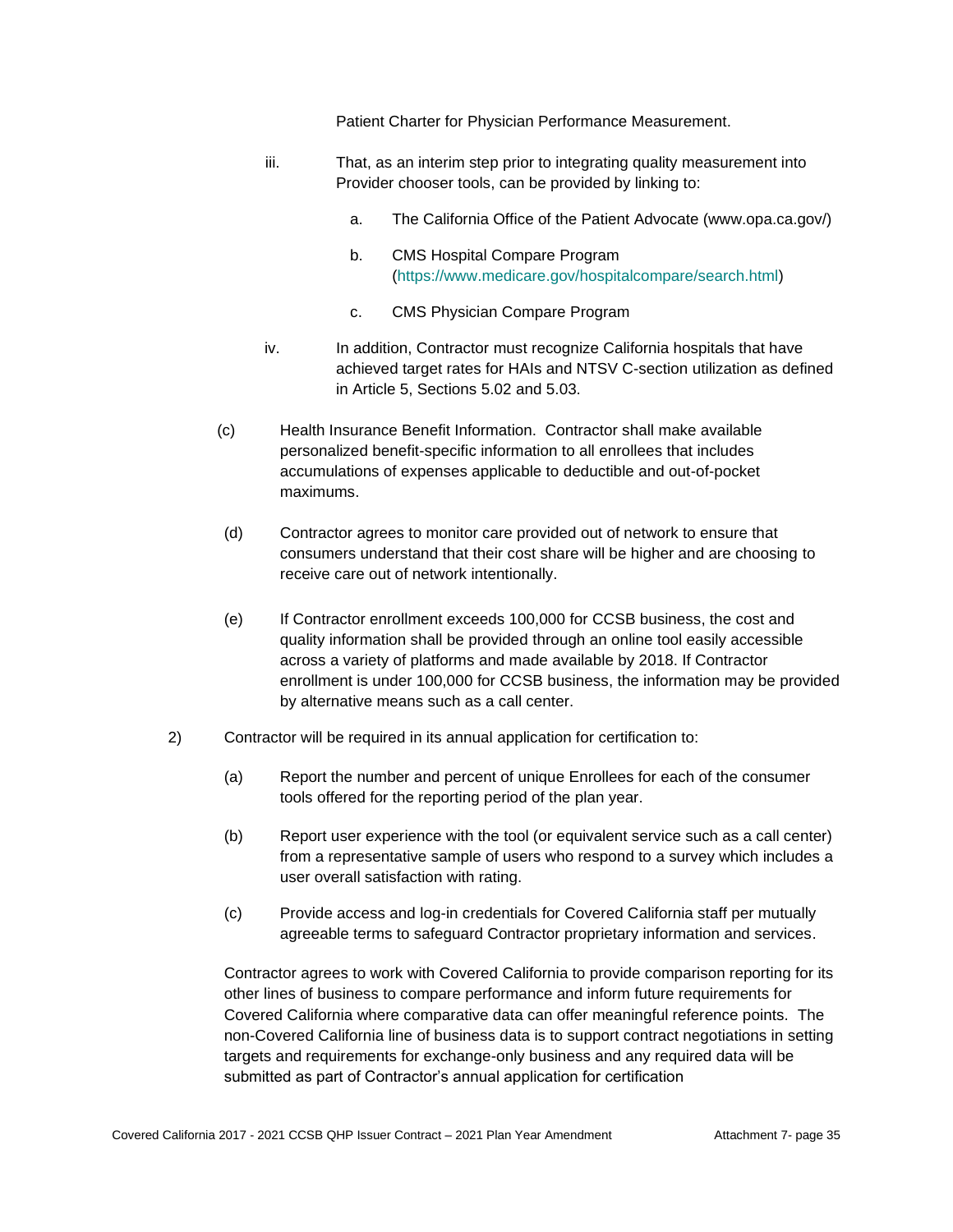Patient Charter for Physician Performance Measurement.

iii. That, as an interim step prior to integrating quality measurement into Provider chooser tools, can be provided by linking to:

a. The California Office of the Patient Advocate (www.opa.ca.gov/)

b. CMS Hospital Compare Program (https://www.medicare.gov/hospitalcompare/search.html)

c. CMS Physician Compare Program

iv. In addition, Contractor must recognize California hospitals that have achieved target rates for HAIs and NTSV C-section utilization as defined in Article 5, Sections 5.02 and 5.03.

(c) Health Insurance Benefit Information. Contractor shall make available personalized benefit-specific information to all enrollees that includes accumulations of expenses applicable to deductible and out-of-pocket maximums.

(d) Contractor agrees to monitor care provided out of network to ensure that consumers understand that their cost share will be higher and are choosing to receive care out of network intentionally.

(e) If Contractor enrollment exceeds 100,000 for CCSB business, the cost and quality information shall be provided through an online tool easily accessible across a variety of platforms and made available by 2018. If Contractor enrollment is under 100,000 for CCSB business, the information may be provided by alternative means such as a call center.

2) Contractor will be required in its annual application for certification to:

(a) Report the number and percent of unique Enrollees for each of the consumer tools offered for the reporting period of the plan year.

(b) Report user experience with the tool (or equivalent service such as a call center) from a representative sample of users who respond to a survey which includes a user overall satisfaction with rating.

(c) Provide access and log-in credentials for Covered California staff per mutually agreeable terms to safeguard Contractor proprietary information and services.

Contractor agrees to work with Covered California to provide comparison reporting for its other lines of business to compare performance and inform future requirements for Covered California where comparative data can offer meaningful reference points. The non-Covered California line of business data is to support contract negotiations in setting targets and requirements for exchange-only business and any required data will be submitted as part of Contractor's annual application for certification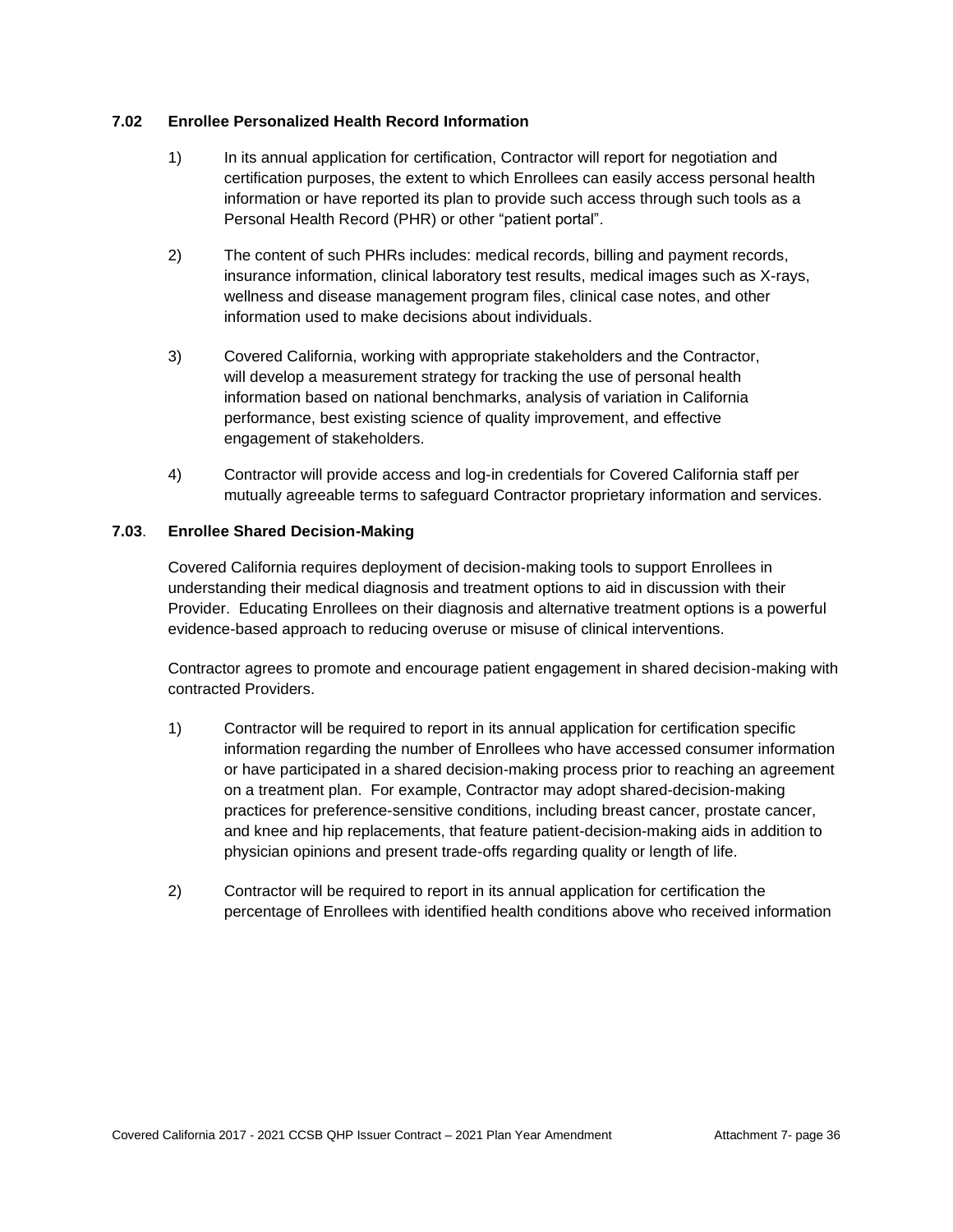### 7.02 Enrollee Personalized Health Record Information

1) In its annual application for certification, Contractor will report for negotiation and certification purposes, the extent to which Enrollees can easily access personal health information or have reported its plan to provide such access through such tools as a Personal Health Record (PHR) or other "patient portal".

2) The content of such PHRs includes: medical records, billing and payment records, insurance information, clinical laboratory test results, medical images such as X-rays, wellness and disease management program files, clinical case notes, and other information used to make decisions about individuals.

3) Covered California, working with appropriate stakeholders and the Contractor, will develop a measurement strategy for tracking the use of personal health information based on national benchmarks, analysis of variation in California performance, best existing science of quality improvement, and effective engagement of stakeholders.

4) Contractor will provide access and log-in credentials for Covered California staff per mutually agreeable terms to safeguard Contractor proprietary information and services.

### 7.03. Enrollee Shared Decision-Making

Covered California requires deployment of decision-making tools to support Enrollees in understanding their medical diagnosis and treatment options to aid in discussion with their Provider. Educating Enrollees on their diagnosis and alternative treatment options is a powerful evidence-based approach to reducing overuse or misuse of clinical interventions.

Contractor agrees to promote and encourage patient engagement in shared decision-making with contracted Providers.

1) Contractor will be required to report in its annual application for certification specific information regarding the number of Enrollees who have accessed consumer information or have participated in a shared decision-making process prior to reaching an agreement on a treatment plan. For example, Contractor may adopt shared-decision-making practices for preference-sensitive conditions, including breast cancer, prostate cancer, and knee and hip replacements, that feature patient-decision-making aids in addition to physician opinions and present trade-offs regarding quality or length of life.

2) Contractor will be required to report in its annual application for certification the percentage of Enrollees with identified health conditions above who received information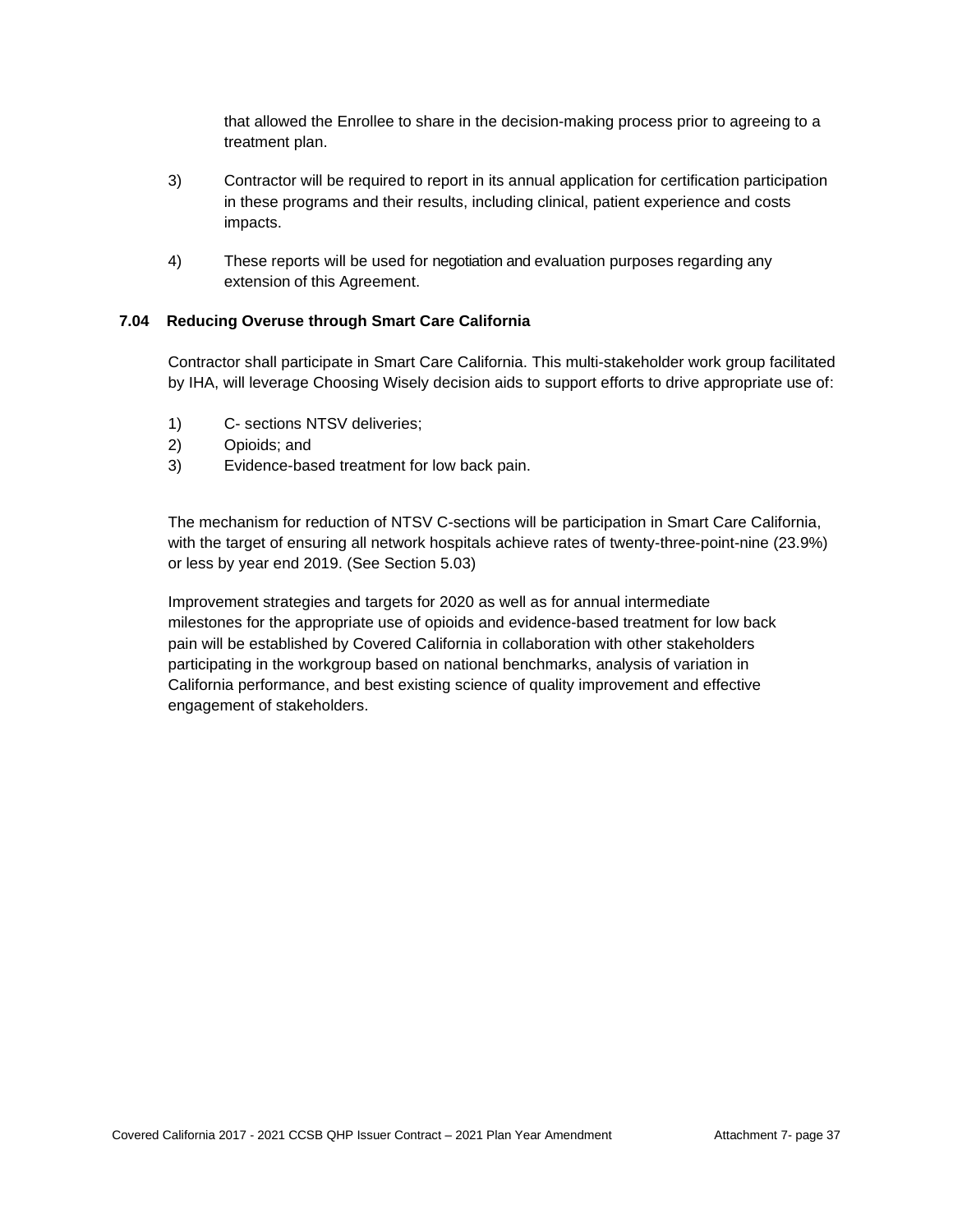that allowed the Enrollee to share in the decision-making process prior to agreeing to a treatment plan.

3) Contractor will be required to report in its annual application for certification participation in these programs and their results, including clinical, patient experience and costs impacts.

4) These reports will be used for negotiation and evaluation purposes regarding any extension of this Agreement.

### 7.04 Reducing Overuse through Smart Care California

Contractor shall participate in Smart Care California. This multi-stakeholder work group facilitated by IHA, will leverage Choosing Wisely decision aids to support efforts to drive appropriate use of:

1) C- sections NTSV deliveries;
2) Opioids; and
3) Evidence-based treatment for low back pain.

The mechanism for reduction of NTSV C-sections will be participation in Smart Care California, with the target of ensuring all network hospitals achieve rates of twenty-three-point-nine (23.9%) or less by year end 2019. (See Section 5.03)

Improvement strategies and targets for 2020 as well as for annual intermediate milestones for the appropriate use of opioids and evidence-based treatment for low back pain will be established by Covered California in collaboration with other stakeholders participating in the workgroup based on national benchmarks, analysis of variation in California performance, and best existing science of quality improvement and effective engagement of stakeholders.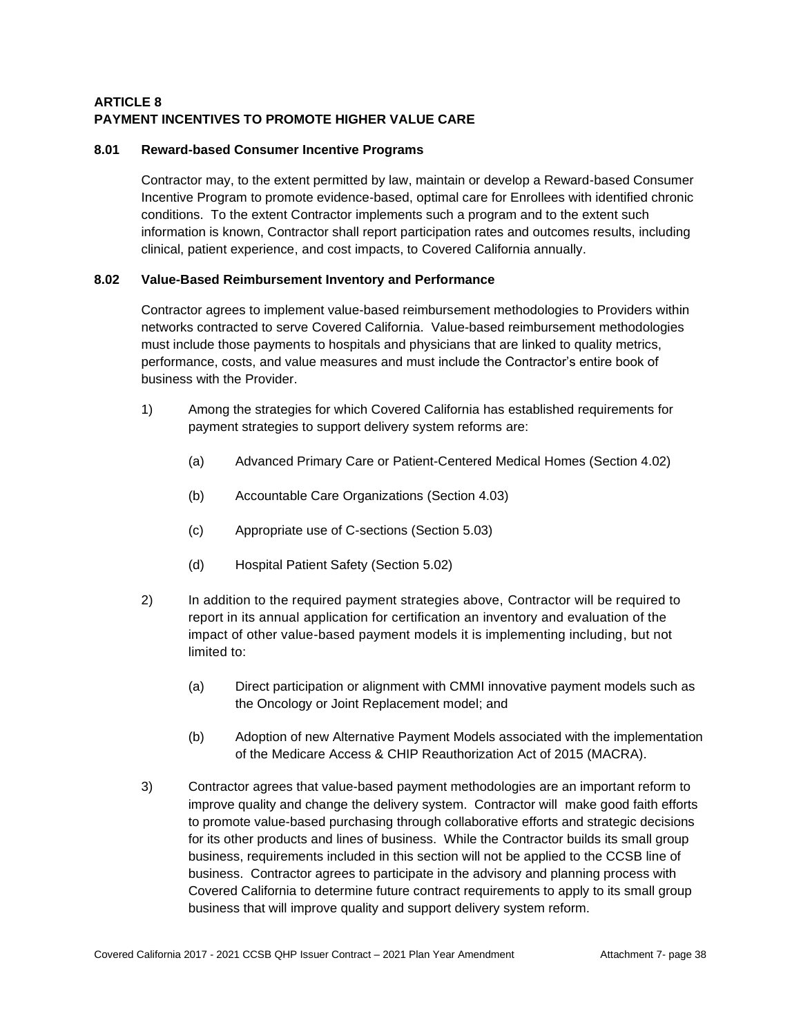## ARTICLE 8
## PAYMENT INCENTIVES TO PROMOTE HIGHER VALUE CARE

### 8.01 Reward-based Consumer Incentive Programs

Contractor may, to the extent permitted by law, maintain or develop a Reward-based Consumer Incentive Program to promote evidence-based, optimal care for Enrollees with identified chronic conditions. To the extent Contractor implements such a program and to the extent such information is known, Contractor shall report participation rates and outcomes results, including clinical, patient experience, and cost impacts, to Covered California annually.

### 8.02 Value-Based Reimbursement Inventory and Performance

Contractor agrees to implement value-based reimbursement methodologies to Providers within networks contracted to serve Covered California. Value-based reimbursement methodologies must include those payments to hospitals and physicians that are linked to quality metrics, performance, costs, and value measures and must include the Contractor's entire book of business with the Provider.

1) Among the strategies for which Covered California has established requirements for payment strategies to support delivery system reforms are:

   (a) Advanced Primary Care or Patient-Centered Medical Homes (Section 4.02)

   (b) Accountable Care Organizations (Section 4.03)

   (c) Appropriate use of C-sections (Section 5.03)

   (d) Hospital Patient Safety (Section 5.02)

2) In addition to the required payment strategies above, Contractor will be required to report in its annual application for certification an inventory and evaluation of the impact of other value-based payment models it is implementing including, but not limited to:

   (a) Direct participation or alignment with CMMI innovative payment models such as the Oncology or Joint Replacement model; and

   (b) Adoption of new Alternative Payment Models associated with the implementation of the Medicare Access & CHIP Reauthorization Act of 2015 (MACRA).

3) Contractor agrees that value-based payment methodologies are an important reform to improve quality and change the delivery system. Contractor will make good faith efforts to promote value-based purchasing through collaborative efforts and strategic decisions for its other products and lines of business. While the Contractor builds its small group business, requirements included in this section will not be applied to the CCSB line of business. Contractor agrees to participate in the advisory and planning process with Covered California to determine future contract requirements to apply to its small group business that will improve quality and support delivery system reform.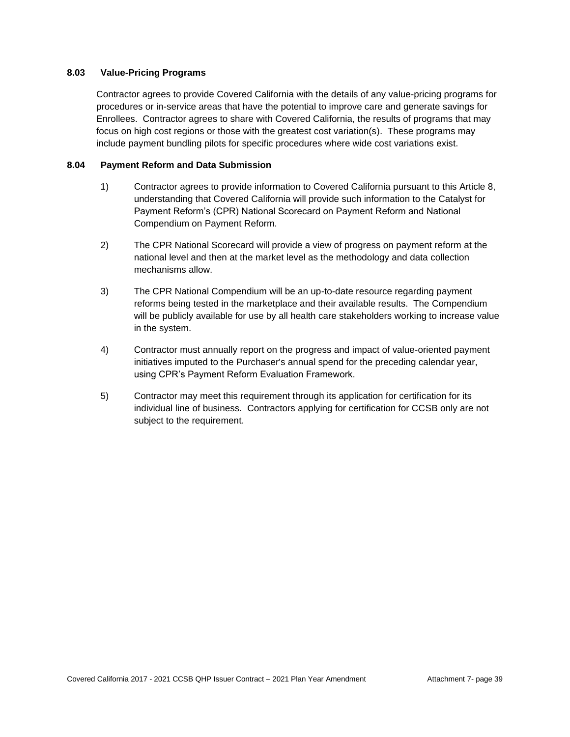### 8.03 Value-Pricing Programs

Contractor agrees to provide Covered California with the details of any value-pricing programs for procedures or in-service areas that have the potential to improve care and generate savings for Enrollees. Contractor agrees to share with Covered California, the results of programs that may focus on high cost regions or those with the greatest cost variation(s). These programs may include payment bundling pilots for specific procedures where wide cost variations exist.

### 8.04 Payment Reform and Data Submission

1) Contractor agrees to provide information to Covered California pursuant to this Article 8, understanding that Covered California will provide such information to the Catalyst for Payment Reform's (CPR) National Scorecard on Payment Reform and National Compendium on Payment Reform.

2) The CPR National Scorecard will provide a view of progress on payment reform at the national level and then at the market level as the methodology and data collection mechanisms allow.

3) The CPR National Compendium will be an up-to-date resource regarding payment reforms being tested in the marketplace and their available results. The Compendium will be publicly available for use by all health care stakeholders working to increase value in the system.

4) Contractor must annually report on the progress and impact of value-oriented payment initiatives imputed to the Purchaser's annual spend for the preceding calendar year, using CPR's Payment Reform Evaluation Framework.

5) Contractor may meet this requirement through its application for certification for its individual line of business. Contractors applying for certification for CCSB only are not subject to the requirement.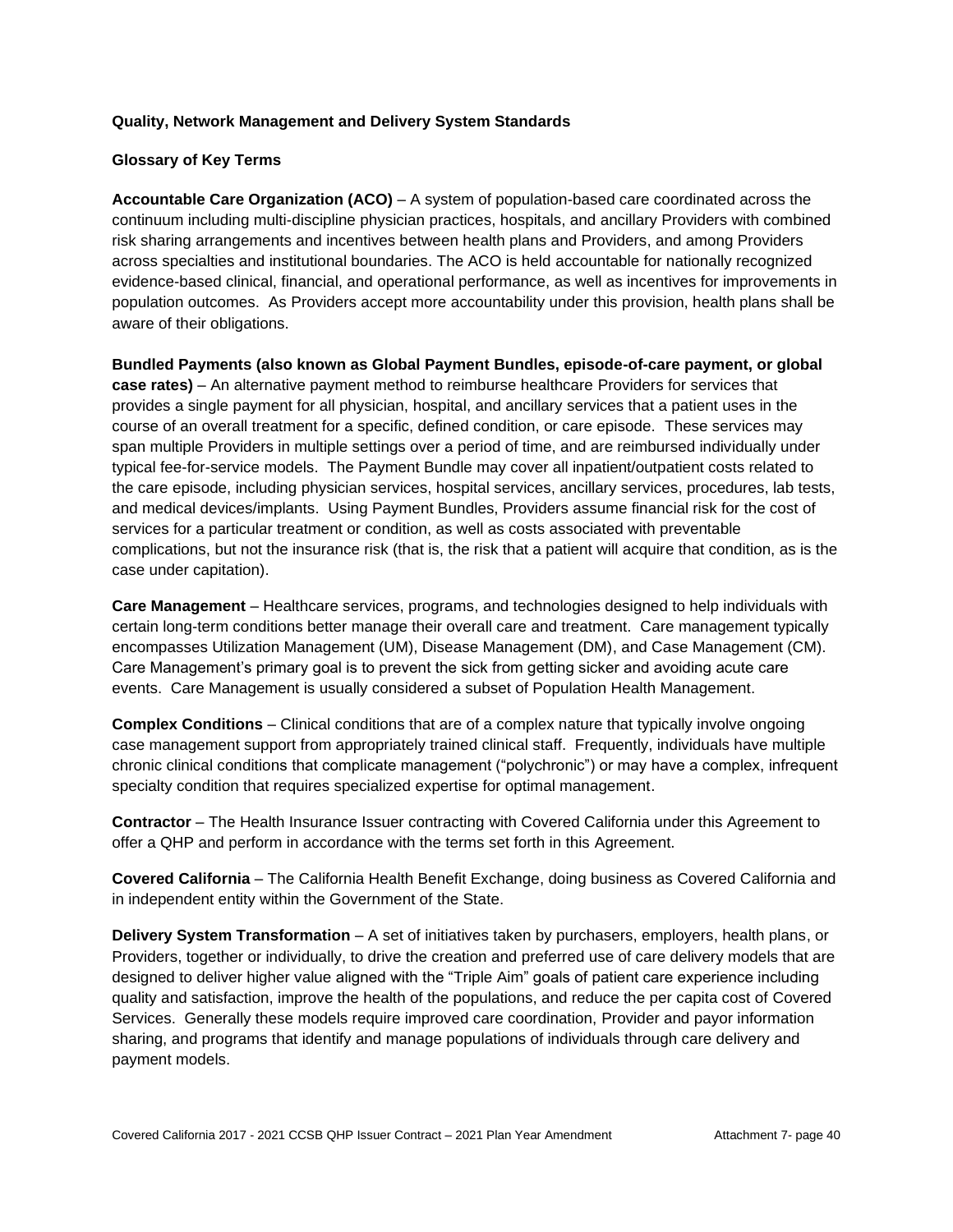**Quality, Network Management and Delivery System Standards**

**Glossary of Key Terms**

**Accountable Care Organization (ACO)** – A system of population-based care coordinated across the continuum including multi-discipline physician practices, hospitals, and ancillary Providers with combined risk sharing arrangements and incentives between health plans and Providers, and among Providers across specialties and institutional boundaries. The ACO is held accountable for nationally recognized evidence-based clinical, financial, and operational performance, as well as incentives for improvements in population outcomes. As Providers accept more accountability under this provision, health plans shall be aware of their obligations.

**Bundled Payments (also known as Global Payment Bundles, episode-of-care payment, or global case rates)** – An alternative payment method to reimburse healthcare Providers for services that provides a single payment for all physician, hospital, and ancillary services that a patient uses in the course of an overall treatment for a specific, defined condition, or care episode. These services may span multiple Providers in multiple settings over a period of time, and are reimbursed individually under typical fee-for-service models. The Payment Bundle may cover all inpatient/outpatient costs related to the care episode, including physician services, hospital services, ancillary services, procedures, lab tests, and medical devices/implants. Using Payment Bundles, Providers assume financial risk for the cost of services for a particular treatment or condition, as well as costs associated with preventable complications, but not the insurance risk (that is, the risk that a patient will acquire that condition, as is the case under capitation).

**Care Management** – Healthcare services, programs, and technologies designed to help individuals with certain long-term conditions better manage their overall care and treatment. Care management typically encompasses Utilization Management (UM), Disease Management (DM), and Case Management (CM). Care Management's primary goal is to prevent the sick from getting sicker and avoiding acute care events. Care Management is usually considered a subset of Population Health Management.

**Complex Conditions** – Clinical conditions that are of a complex nature that typically involve ongoing case management support from appropriately trained clinical staff. Frequently, individuals have multiple chronic clinical conditions that complicate management ("polychronic") or may have a complex, infrequent specialty condition that requires specialized expertise for optimal management.

**Contractor** – The Health Insurance Issuer contracting with Covered California under this Agreement to offer a QHP and perform in accordance with the terms set forth in this Agreement.

**Covered California** – The California Health Benefit Exchange, doing business as Covered California and in independent entity within the Government of the State.

**Delivery System Transformation** – A set of initiatives taken by purchasers, employers, health plans, or Providers, together or individually, to drive the creation and preferred use of care delivery models that are designed to deliver higher value aligned with the "Triple Aim" goals of patient care experience including quality and satisfaction, improve the health of the populations, and reduce the per capita cost of Covered Services. Generally these models require improved care coordination, Provider and payor information sharing, and programs that identify and manage populations of individuals through care delivery and payment models.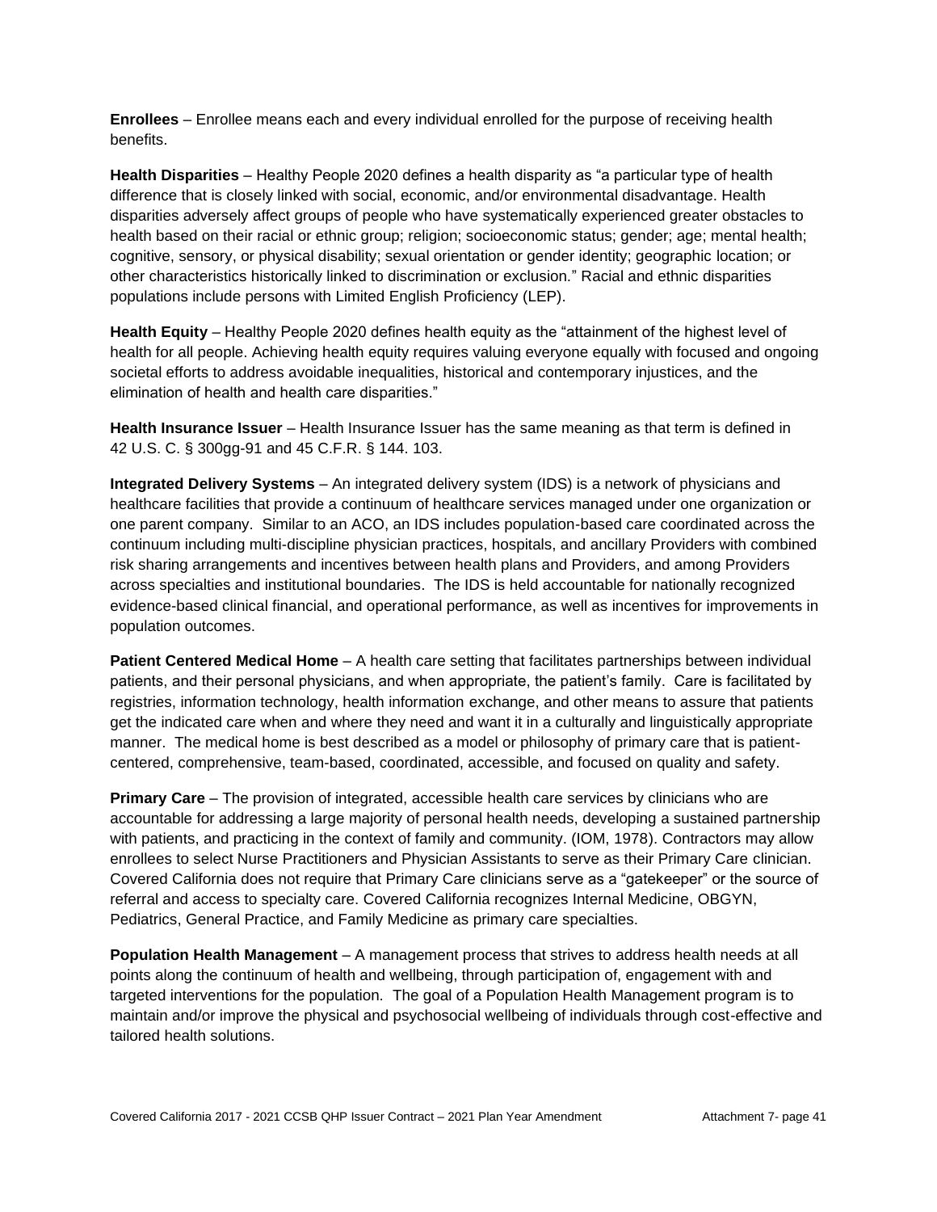**Enrollees** – Enrollee means each and every individual enrolled for the purpose of receiving health benefits.

**Health Disparities** – Healthy People 2020 defines a health disparity as "a particular type of health difference that is closely linked with social, economic, and/or environmental disadvantage. Health disparities adversely affect groups of people who have systematically experienced greater obstacles to health based on their racial or ethnic group; religion; socioeconomic status; gender; age; mental health; cognitive, sensory, or physical disability; sexual orientation or gender identity; geographic location; or other characteristics historically linked to discrimination or exclusion." Racial and ethnic disparities populations include persons with Limited English Proficiency (LEP).

**Health Equity** – Healthy People 2020 defines health equity as the "attainment of the highest level of health for all people. Achieving health equity requires valuing everyone equally with focused and ongoing societal efforts to address avoidable inequalities, historical and contemporary injustices, and the elimination of health and health care disparities."

**Health Insurance Issuer** – Health Insurance Issuer has the same meaning as that term is defined in 42 U.S. C. § 300gg-91 and 45 C.F.R. § 144. 103.

**Integrated Delivery Systems** – An integrated delivery system (IDS) is a network of physicians and healthcare facilities that provide a continuum of healthcare services managed under one organization or one parent company. Similar to an ACO, an IDS includes population-based care coordinated across the continuum including multi-discipline physician practices, hospitals, and ancillary Providers with combined risk sharing arrangements and incentives between health plans and Providers, and among Providers across specialties and institutional boundaries. The IDS is held accountable for nationally recognized evidence-based clinical financial, and operational performance, as well as incentives for improvements in population outcomes.

**Patient Centered Medical Home** – A health care setting that facilitates partnerships between individual patients, and their personal physicians, and when appropriate, the patient's family. Care is facilitated by registries, information technology, health information exchange, and other means to assure that patients get the indicated care when and where they need and want it in a culturally and linguistically appropriate manner. The medical home is best described as a model or philosophy of primary care that is patient-centered, comprehensive, team-based, coordinated, accessible, and focused on quality and safety.

**Primary Care** – The provision of integrated, accessible health care services by clinicians who are accountable for addressing a large majority of personal health needs, developing a sustained partnership with patients, and practicing in the context of family and community. (IOM, 1978). Contractors may allow enrollees to select Nurse Practitioners and Physician Assistants to serve as their Primary Care clinician. Covered California does not require that Primary Care clinicians serve as a "gatekeeper" or the source of referral and access to specialty care. Covered California recognizes Internal Medicine, OBGYN, Pediatrics, General Practice, and Family Medicine as primary care specialties.

**Population Health Management** – A management process that strives to address health needs at all points along the continuum of health and wellbeing, through participation of, engagement with and targeted interventions for the population. The goal of a Population Health Management program is to maintain and/or improve the physical and psychosocial wellbeing of individuals through cost-effective and tailored health solutions.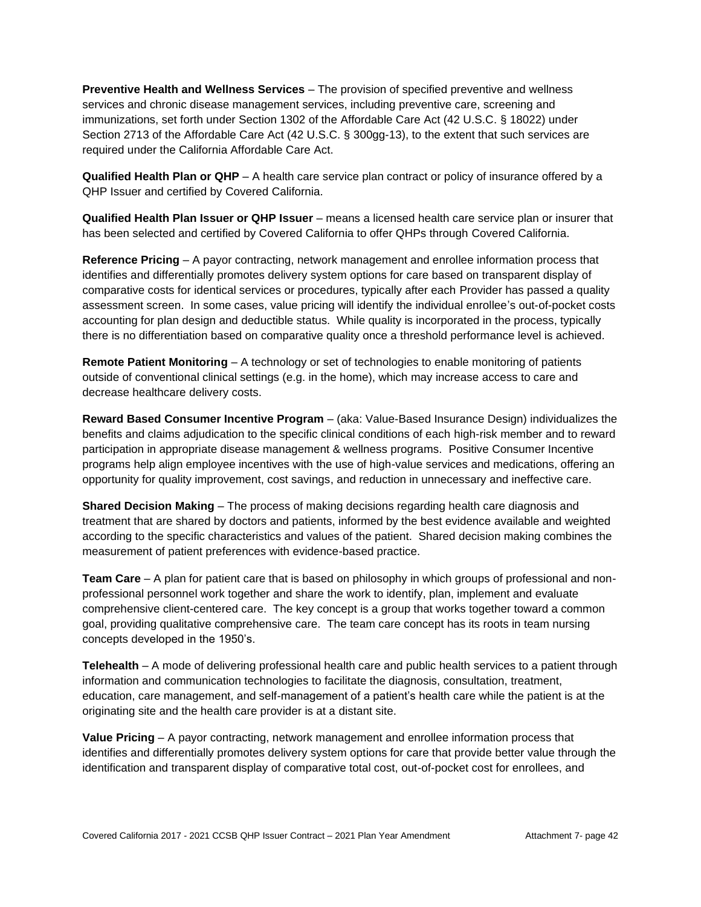**Preventive Health and Wellness Services** – The provision of specified preventive and wellness services and chronic disease management services, including preventive care, screening and immunizations, set forth under Section 1302 of the Affordable Care Act (42 U.S.C. § 18022) under Section 2713 of the Affordable Care Act (42 U.S.C. § 300gg-13), to the extent that such services are required under the California Affordable Care Act.

**Qualified Health Plan or QHP** – A health care service plan contract or policy of insurance offered by a QHP Issuer and certified by Covered California.

**Qualified Health Plan Issuer or QHP Issuer** – means a licensed health care service plan or insurer that has been selected and certified by Covered California to offer QHPs through Covered California.

**Reference Pricing** – A payor contracting, network management and enrollee information process that identifies and differentially promotes delivery system options for care based on transparent display of comparative costs for identical services or procedures, typically after each Provider has passed a quality assessment screen. In some cases, value pricing will identify the individual enrollee's out-of-pocket costs accounting for plan design and deductible status. While quality is incorporated in the process, typically there is no differentiation based on comparative quality once a threshold performance level is achieved.

**Remote Patient Monitoring** – A technology or set of technologies to enable monitoring of patients outside of conventional clinical settings (e.g. in the home), which may increase access to care and decrease healthcare delivery costs.

**Reward Based Consumer Incentive Program** – (aka: Value-Based Insurance Design) individualizes the benefits and claims adjudication to the specific clinical conditions of each high-risk member and to reward participation in appropriate disease management & wellness programs. Positive Consumer Incentive programs help align employee incentives with the use of high-value services and medications, offering an opportunity for quality improvement, cost savings, and reduction in unnecessary and ineffective care.

**Shared Decision Making** – The process of making decisions regarding health care diagnosis and treatment that are shared by doctors and patients, informed by the best evidence available and weighted according to the specific characteristics and values of the patient. Shared decision making combines the measurement of patient preferences with evidence-based practice.

**Team Care** – A plan for patient care that is based on philosophy in which groups of professional and non-professional personnel work together and share the work to identify, plan, implement and evaluate comprehensive client-centered care. The key concept is a group that works together toward a common goal, providing qualitative comprehensive care. The team care concept has its roots in team nursing concepts developed in the 1950's.

**Telehealth** – A mode of delivering professional health care and public health services to a patient through information and communication technologies to facilitate the diagnosis, consultation, treatment, education, care management, and self-management of a patient's health care while the patient is at the originating site and the health care provider is at a distant site.

**Value Pricing** – A payor contracting, network management and enrollee information process that identifies and differentially promotes delivery system options for care that provide better value through the identification and transparent display of comparative total cost, out-of-pocket cost for enrollees, and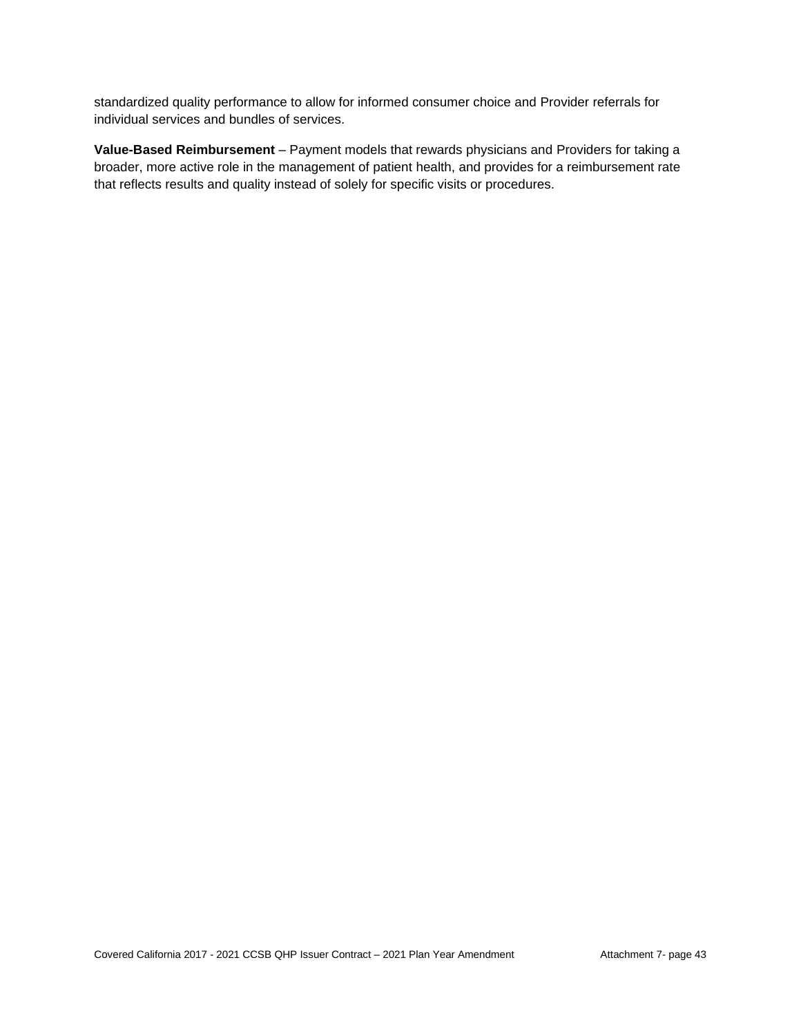standardized quality performance to allow for informed consumer choice and Provider referrals for individual services and bundles of services.

**Value-Based Reimbursement** – Payment models that rewards physicians and Providers for taking a broader, more active role in the management of patient health, and provides for a reimbursement rate that reflects results and quality instead of solely for specific visits or procedures.